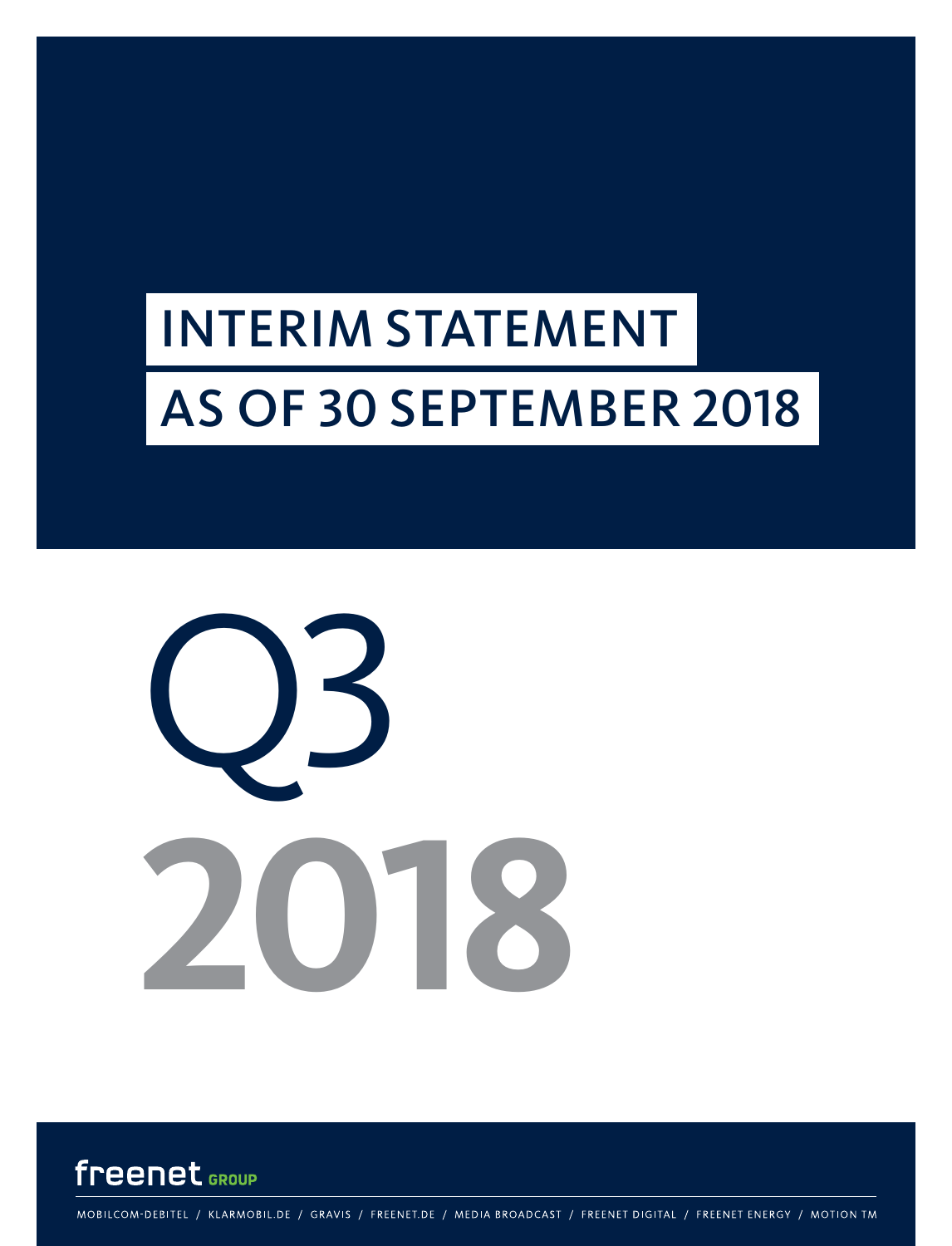# INTERIM STATEMENT

# AS OF 30 SEPTEMBER 2018

Q3

2018

freenet GROUP

MOBILCOM-DEBITEL / KLARMOBIL.DE / GRAVIS / FREENET.DE / MEDIA BROADCAST / FREENET DIGITAL / FREENET ENERGY / MOTION TM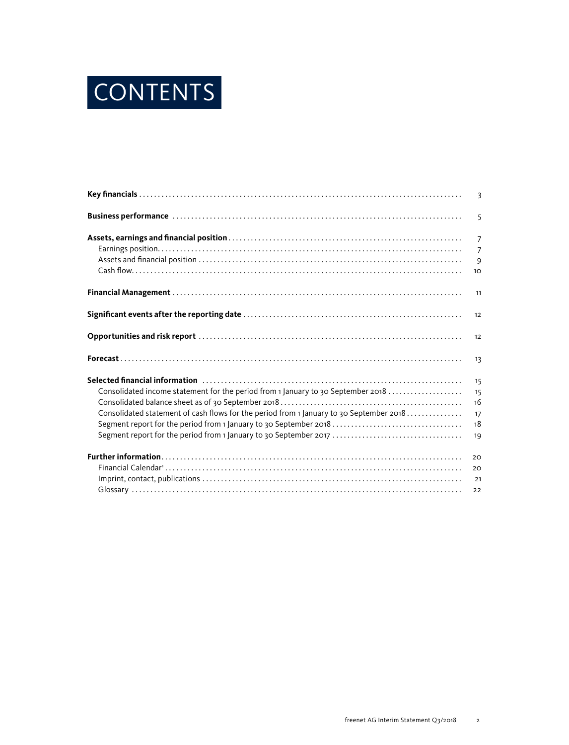# CONTENTS

| | |
|---|---|
| **Key financials** | 3 |
| **Business performance** | 5 |
| **Assets, earnings and financial position** | 7 |
| Earnings position | 7 |
| Assets and financial position | 9 |
| Cash flow | 10 |
| **Financial Management** | 11 |
| **Significant events after the reporting date** | 12 |
| **Opportunities and risk report** | 12 |
| **Forecast** | 13 |
| **Selected financial information** | 15 |
| Consolidated income statement for the period from 1 January to 30 September 2018 | 15 |
| Consolidated balance sheet as of 30 September 2018 | 16 |
| Consolidated statement of cash flows for the period from 1 January to 30 September 2018 | 17 |
| Segment report for the period from 1 January to 30 September 2018 | 18 |
| Segment report for the period from 1 January to 30 September 2017 | 19 |
| **Further information** | 20 |
| Financial Calendar[1] | 20 |
| Imprint, contact, publications | 21 |
| Glossary | 22 |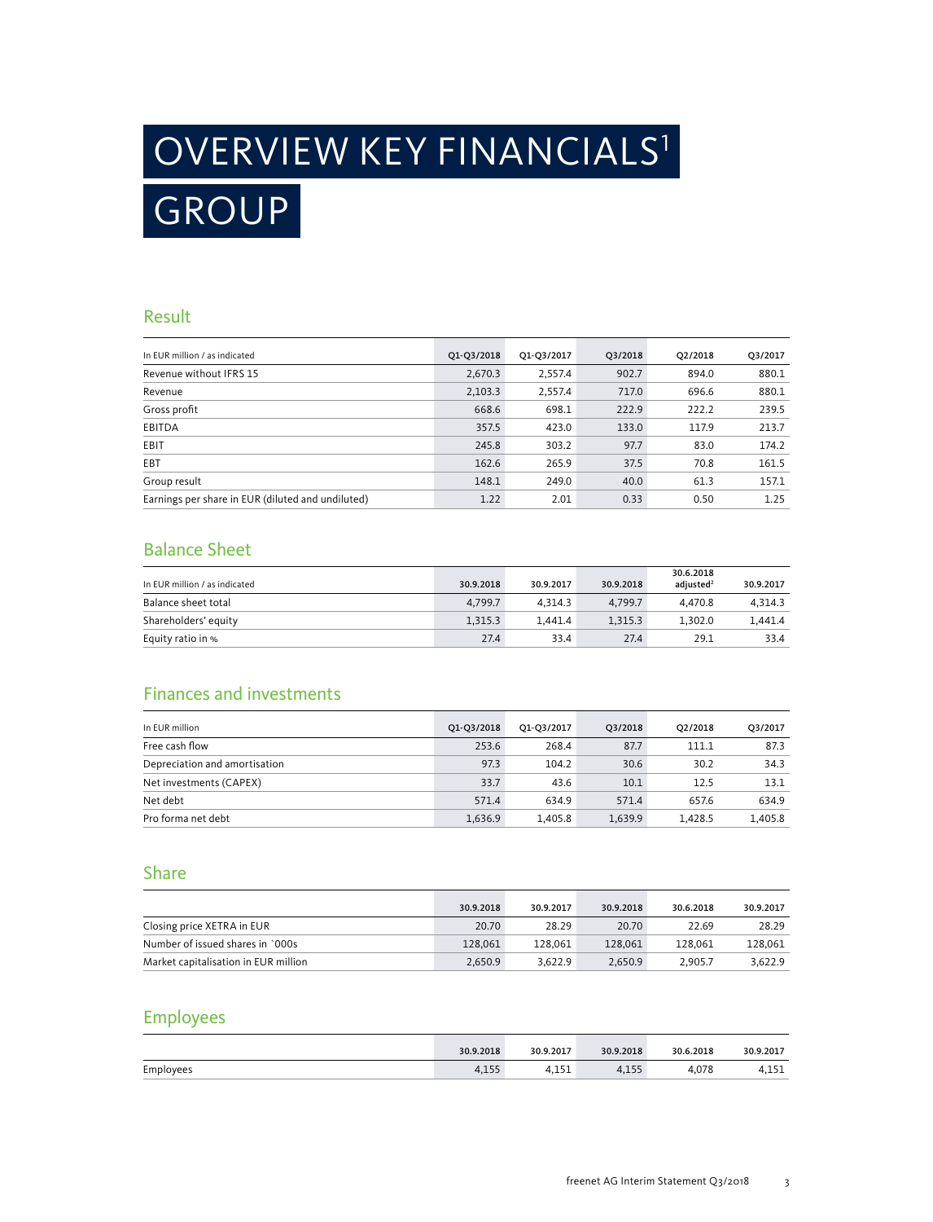# OVERVIEW KEY FINANCIALS[1]

# GROUP

## Result

| In EUR million / as indicated | Q1-Q3/2018 | Q1-Q3/2017 | Q3/2018 | Q2/2018 | Q3/2017 |
|---|---|---|---|---|---|
| Revenue without IFRS 15 | 2,670.3 | 2,557.4 | 902.7 | 894.0 | 880.1 |
| Revenue | 2,103.3 | 2,557.4 | 717.0 | 696.6 | 880.1 |
| Gross profit | 668.6 | 698.1 | 222.9 | 222.2 | 239.5 |
| EBITDA | 357.5 | 423.0 | 133.0 | 117.9 | 213.7 |
| EBIT | 245.8 | 303.2 | 97.7 | 83.0 | 174.2 |
| EBT | 162.6 | 265.9 | 37.5 | 70.8 | 161.5 |
| Group result | 148.1 | 249.0 | 40.0 | 61.3 | 157.1 |
| Earnings per share in EUR (diluted and undiluted) | 1.22 | 2.01 | 0.33 | 0.50 | 1.25 |

## Balance Sheet

| In EUR million / as indicated | 30.9.2018 | 30.9.2017 | 30.9.2018 | 30.6.2018 adjusted[2] | 30.9.2017 |
|---|---|---|---|---|---|
| Balance sheet total | 4,799.7 | 4,314.3 | 4,799.7 | 4,470.8 | 4,314.3 |
| Shareholders' equity | 1,315.3 | 1,441.4 | 1,315.3 | 1,302.0 | 1,441.4 |
| Equity ratio in % | 27.4 | 33.4 | 27.4 | 29.1 | 33.4 |

## Finances and investments

| In EUR million | Q1-Q3/2018 | Q1-Q3/2017 | Q3/2018 | Q2/2018 | Q3/2017 |
|---|---|---|---|---|---|
| Free cash flow | 253.6 | 268.4 | 87.7 | 111.1 | 87.3 |
| Depreciation and amortisation | 97.3 | 104.2 | 30.6 | 30.2 | 34.3 |
| Net investments (CAPEX) | 33.7 | 43.6 | 10.1 | 12.5 | 13.1 |
| Net debt | 571.4 | 634.9 | 571.4 | 657.6 | 634.9 |
| Pro forma net debt | 1,636.9 | 1,405.8 | 1,639.9 | 1,428.5 | 1,405.8 |

## Share

| | 30.9.2018 | 30.9.2017 | 30.9.2018 | 30.6.2018 | 30.9.2017 |
|---|---|---|---|---|---|
| Closing price XETRA in EUR | 20.70 | 28.29 | 20.70 | 22.69 | 28.29 |
| Number of issued shares in `000s | 128,061 | 128,061 | 128,061 | 128,061 | 128,061 |
| Market capitalisation in EUR million | 2,650.9 | 3,622.9 | 2,650.9 | 2,905.7 | 3,622.9 |

## Employees

| | 30.9.2018 | 30.9.2017 | 30.9.2018 | 30.6.2018 | 30.9.2017 |
|---|---|---|---|---|---|
| Employees | 4,155 | 4,151 | 4,155 | 4,078 | 4,151 |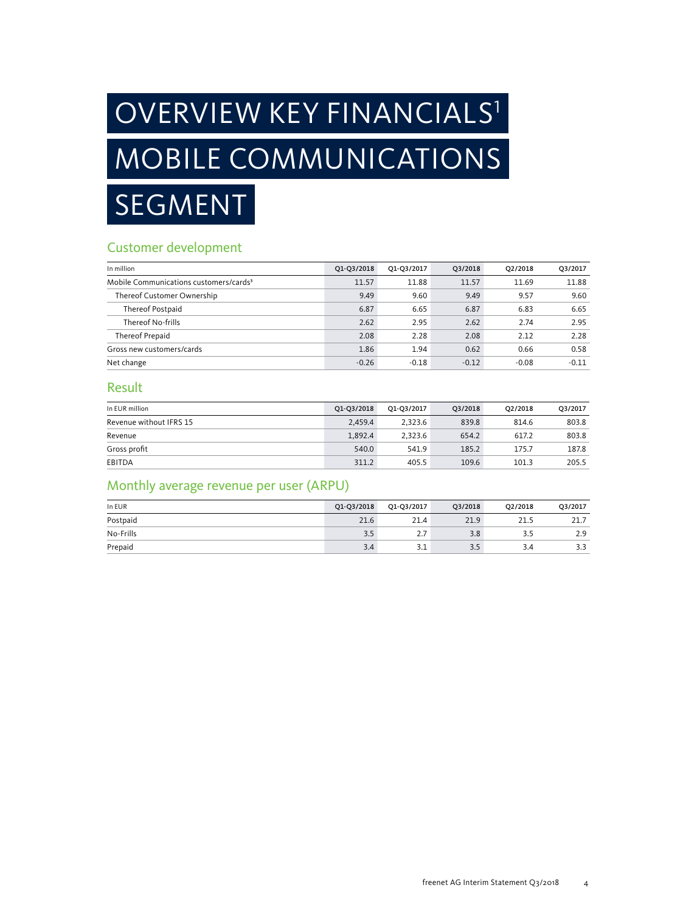# OVERVIEW KEY FINANCIALS[1] MOBILE COMMUNICATIONS SEGMENT

## Customer development

| In million | Q1-Q3/2018 | Q1-Q3/2017 | Q3/2018 | Q2/2018 | Q3/2017 |
|---|---|---|---|---|---|
| Mobile Communications customers/cards[3] | 11.57 | 11.88 | 11.57 | 11.69 | 11.88 |
| Thereof Customer Ownership | 9.49 | 9.60 | 9.49 | 9.57 | 9.60 |
| Thereof Postpaid | 6.87 | 6.65 | 6.87 | 6.83 | 6.65 |
| Thereof No-frills | 2.62 | 2.95 | 2.62 | 2.74 | 2.95 |
| Thereof Prepaid | 2.08 | 2.28 | 2.08 | 2.12 | 2.28 |
| Gross new customers/cards | 1.86 | 1.94 | 0.62 | 0.66 | 0.58 |
| Net change | -0.26 | -0.18 | -0.12 | -0.08 | -0.11 |

## Result

| In EUR million | Q1-Q3/2018 | Q1-Q3/2017 | Q3/2018 | Q2/2018 | Q3/2017 |
|---|---|---|---|---|---|
| Revenue without IFRS 15 | 2,459.4 | 2,323.6 | 839.8 | 814.6 | 803.8 |
| Revenue | 1,892.4 | 2,323.6 | 654.2 | 617.2 | 803.8 |
| Gross profit | 540.0 | 541.9 | 185.2 | 175.7 | 187.8 |
| EBITDA | 311.2 | 405.5 | 109.6 | 101.3 | 205.5 |

## Monthly average revenue per user (ARPU)

| In EUR | Q1-Q3/2018 | Q1-Q3/2017 | Q3/2018 | Q2/2018 | Q3/2017 |
|---|---|---|---|---|---|
| Postpaid | 21.6 | 21.4 | 21.9 | 21.5 | 21.7 |
| No-Frills | 3.5 | 2.7 | 3.8 | 3.5 | 2.9 |
| Prepaid | 3.4 | 3.1 | 3.5 | 3.4 | 3.3 |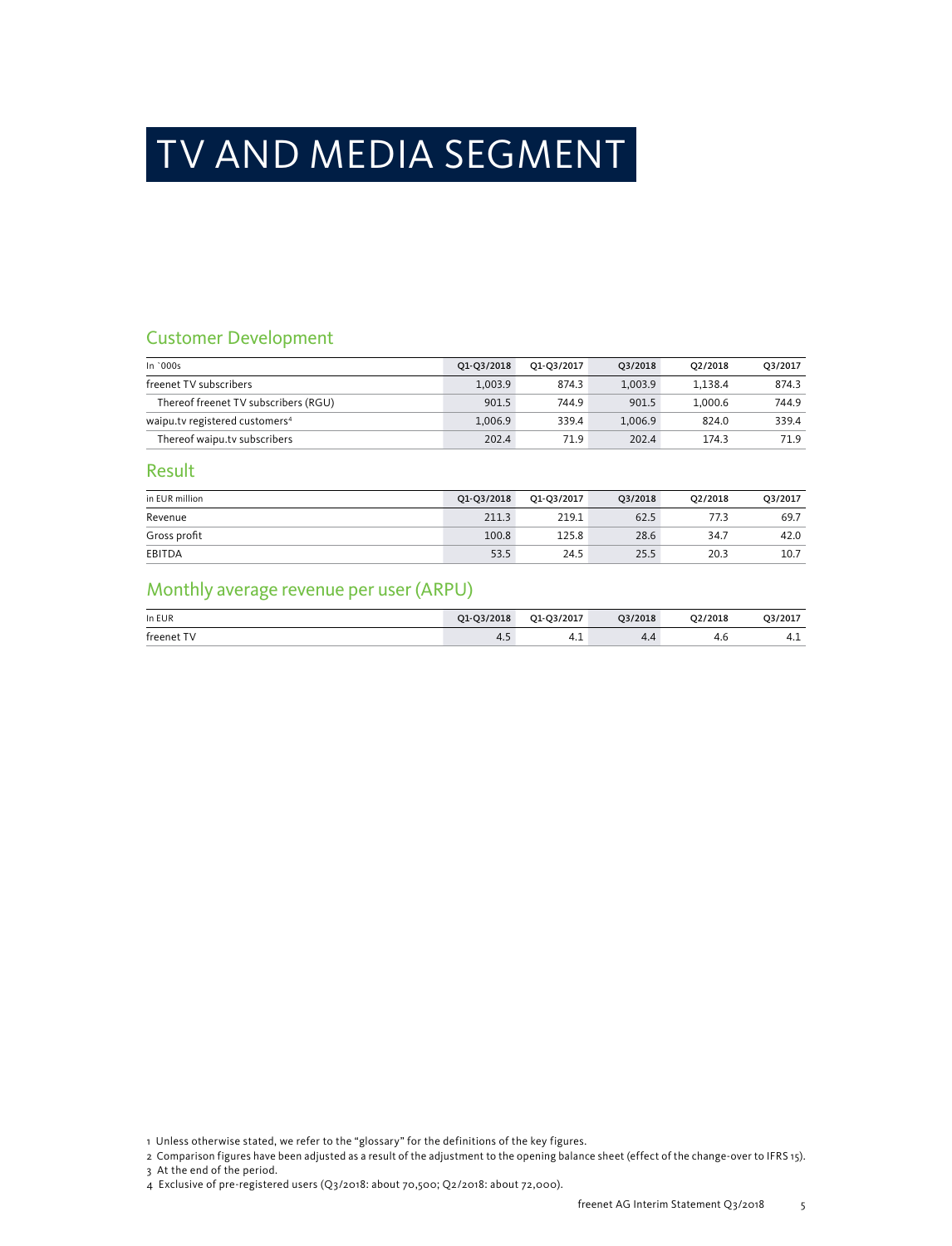# TV AND MEDIA SEGMENT

## Customer Development

| In `000s | Q1-Q3/2018 | Q1-Q3/2017 | Q3/2018 | Q2/2018 | Q3/2017 |
|---|---|---|---|---|---|
| freenet TV subscribers | 1,003.9 | 874.3 | 1,003.9 | 1,138.4 | 874.3 |
| Thereof freenet TV subscribers (RGU) | 901.5 | 744.9 | 901.5 | 1,000.6 | 744.9 |
| waipu.tv registered customers[4] | 1,006.9 | 339.4 | 1,006.9 | 824.0 | 339.4 |
| Thereof waipu.tv subscribers | 202.4 | 71.9 | 202.4 | 174.3 | 71.9 |

## Result

| in EUR million | Q1-Q3/2018 | Q1-Q3/2017 | Q3/2018 | Q2/2018 | Q3/2017 |
|---|---|---|---|---|---|
| Revenue | 211.3 | 219.1 | 62.5 | 77.3 | 69.7 |
| Gross profit | 100.8 | 125.8 | 28.6 | 34.7 | 42.0 |
| EBITDA | 53.5 | 24.5 | 25.5 | 20.3 | 10.7 |

## Monthly average revenue per user (ARPU)

| In EUR | Q1-Q3/2018 | Q1-Q3/2017 | Q3/2018 | Q2/2018 | Q3/2017 |
|---|---|---|---|---|---|
| freenet TV | 4.5 | 4.1 | 4.4 | 4.6 | 4.1 |

1 Unless otherwise stated, we refer to the "glossary" for the definitions of the key figures.
2 Comparison figures have been adjusted as a result of the adjustment to the opening balance sheet (effect of the change-over to IFRS 15).
3 At the end of the period.
4 Exclusive of pre-registered users (Q3/2018: about 70,500; Q2/2018: about 72,000).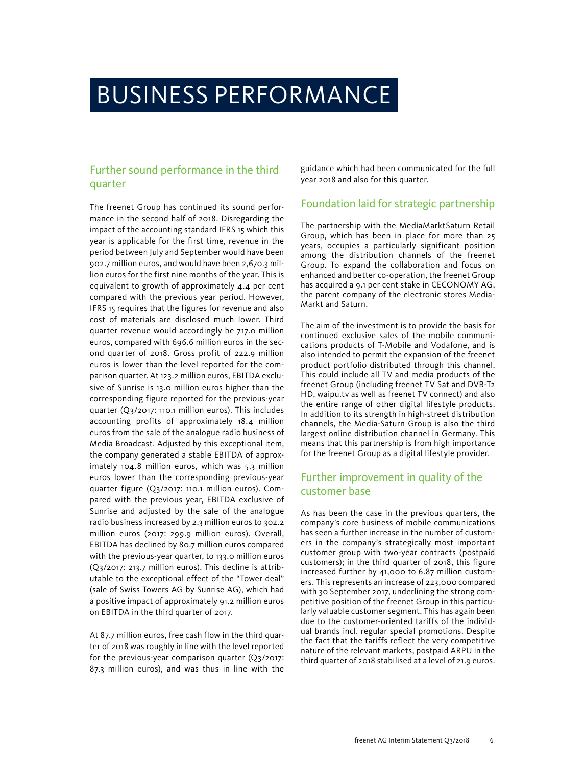# BUSINESS PERFORMANCE

## Further sound performance in the third quarter

The freenet Group has continued its sound performance in the second half of 2018. Disregarding the impact of the accounting standard IFRS 15 which this year is applicable for the first time, revenue in the period between July and September would have been 902.7 million euros, and would have been 2,670.3 million euros for the first nine months of the year. This is equivalent to growth of approximately 4.4 per cent compared with the previous year period. However, IFRS 15 requires that the figures for revenue and also cost of materials are disclosed much lower. Third quarter revenue would accordingly be 717.0 million euros, compared with 696.6 million euros in the second quarter of 2018. Gross profit of 222.9 million euros is lower than the level reported for the comparison quarter. At 123.2 million euros, EBITDA exclusive of Sunrise is 13.0 million euros higher than the corresponding figure reported for the previous-year quarter (Q3/2017: 110.1 million euros). This includes accounting profits of approximately 18.4 million euros from the sale of the analogue radio business of Media Broadcast. Adjusted by this exceptional item, the company generated a stable EBITDA of approximately 104.8 million euros, which was 5.3 million euros lower than the corresponding previous-year quarter figure (Q3/2017: 110.1 million euros). Compared with the previous year, EBITDA exclusive of Sunrise and adjusted by the sale of the analogue radio business increased by 2.3 million euros to 302.2 million euros (2017: 299.9 million euros). Overall, EBITDA has declined by 80.7 million euros compared with the previous-year quarter, to 133.0 million euros (Q3/2017: 213.7 million euros). This decline is attributable to the exceptional effect of the "Tower deal" (sale of Swiss Towers AG by Sunrise AG), which had a positive impact of approximately 91.2 million euros on EBITDA in the third quarter of 2017.

At 87.7 million euros, free cash flow in the third quarter of 2018 was roughly in line with the level reported for the previous-year comparison quarter (Q3/2017: 87.3 million euros), and was thus in line with the guidance which had been communicated for the full year 2018 and also for this quarter.

## Foundation laid for strategic partnership

The partnership with the MediaMarktSaturn Retail Group, which has been in place for more than 25 years, occupies a particularly significant position among the distribution channels of the freenet Group. To expand the collaboration and focus on enhanced and better co-operation, the freenet Group has acquired a 9.1 per cent stake in CECONOMY AG, the parent company of the electronic stores Media-Markt and Saturn.

The aim of the investment is to provide the basis for continued exclusive sales of the mobile communications products of T-Mobile and Vodafone, and is also intended to permit the expansion of the freenet product portfolio distributed through this channel. This could include all TV and media products of the freenet Group (including freenet TV Sat and DVB-T2 HD, waipu.tv as well as freenet TV connect) and also the entire range of other digital lifestyle products. In addition to its strength in high-street distribution channels, the Media-Saturn Group is also the third largest online distribution channel in Germany. This means that this partnership is from high importance for the freenet Group as a digital lifestyle provider.

## Further improvement in quality of the customer base

As has been the case in the previous quarters, the company's core business of mobile communications has seen a further increase in the number of customers in the company's strategically most important customer group with two-year contracts (postpaid customers); in the third quarter of 2018, this figure increased further by 41,000 to 6.87 million customers. This represents an increase of 223,000 compared with 30 September 2017, underlining the strong competitive position of the freenet Group in this particularly valuable customer segment. This has again been due to the customer-oriented tariffs of the individual brands incl. regular special promotions. Despite the fact that the tariffs reflect the very competitive nature of the relevant markets, postpaid ARPU in the third quarter of 2018 stabilised at a level of 21.9 euros.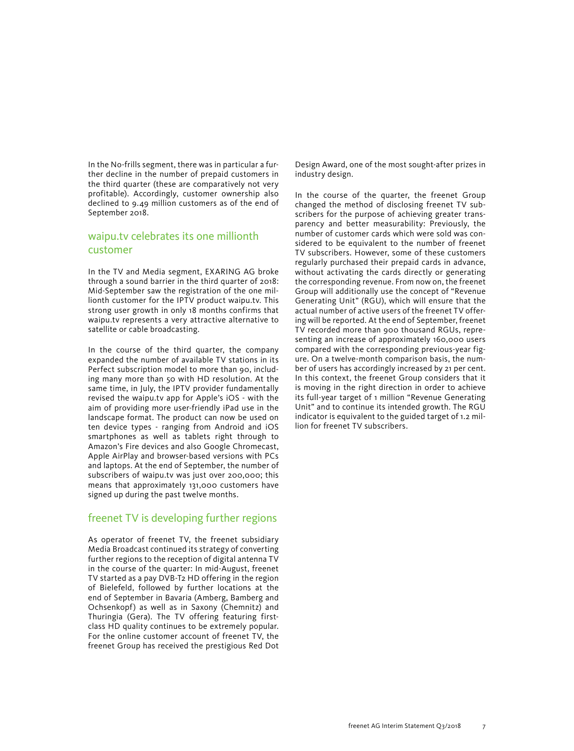In the No-frills segment, there was in particular a further decline in the number of prepaid customers in the third quarter (these are comparatively not very profitable). Accordingly, customer ownership also declined to 9.49 million customers as of the end of September 2018.

## waipu.tv celebrates its one millionth customer

In the TV and Media segment, EXARING AG broke through a sound barrier in the third quarter of 2018: Mid-September saw the registration of the one millionth customer for the IPTV product waipu.tv. This strong user growth in only 18 months confirms that waipu.tv represents a very attractive alternative to satellite or cable broadcasting.

In the course of the third quarter, the company expanded the number of available TV stations in its Perfect subscription model to more than 90, including many more than 50 with HD resolution. At the same time, in July, the IPTV provider fundamentally revised the waipu.tv app for Apple's iOS - with the aim of providing more user-friendly iPad use in the landscape format. The product can now be used on ten device types - ranging from Android and iOS smartphones as well as tablets right through to Amazon's Fire devices and also Google Chromecast, Apple AirPlay and browser-based versions with PCs and laptops. At the end of September, the number of subscribers of waipu.tv was just over 200,000; this means that approximately 131,000 customers have signed up during the past twelve months.

## freenet TV is developing further regions

As operator of freenet TV, the freenet subsidiary Media Broadcast continued its strategy of converting further regions to the reception of digital antenna TV in the course of the quarter: In mid-August, freenet TV started as a pay DVB-T2 HD offering in the region of Bielefeld, followed by further locations at the end of September in Bavaria (Amberg, Bamberg and Ochsenkopf) as well as in Saxony (Chemnitz) and Thuringia (Gera). The TV offering featuring first-class HD quality continues to be extremely popular. For the online customer account of freenet TV, the freenet Group has received the prestigious Red Dot Design Award, one of the most sought-after prizes in industry design.

In the course of the quarter, the freenet Group changed the method of disclosing freenet TV subscribers for the purpose of achieving greater transparency and better measurability: Previously, the number of customer cards which were sold was considered to be equivalent to the number of freenet TV subscribers. However, some of these customers regularly purchased their prepaid cards in advance, without activating the cards directly or generating the corresponding revenue. From now on, the freenet Group will additionally use the concept of "Revenue Generating Unit" (RGU), which will ensure that the actual number of active users of the freenet TV offering will be reported. At the end of September, freenet TV recorded more than 900 thousand RGUs, representing an increase of approximately 160,000 users compared with the corresponding previous-year figure. On a twelve-month comparison basis, the number of users has accordingly increased by 21 per cent. In this context, the freenet Group considers that it is moving in the right direction in order to achieve its full-year target of 1 million "Revenue Generating Unit" and to continue its intended growth. The RGU indicator is equivalent to the guided target of 1.2 million for freenet TV subscribers.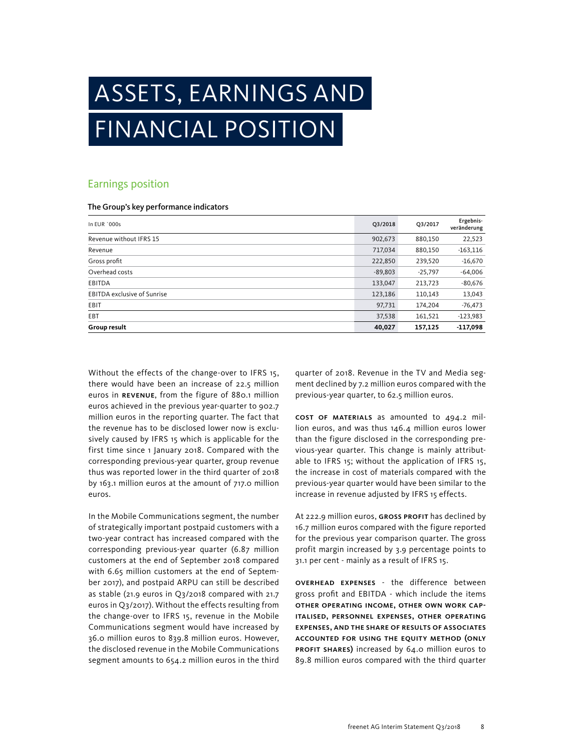# ASSETS, EARNINGS AND FINANCIAL POSITION

## Earnings position

**The Group's key performance indicators**

| In EUR `000s | Q3/2018 | Q3/2017 | Ergebnis-veränderung |
|---|---|---|---|
| Revenue without IFRS 15 | 902,673 | 880,150 | 22,523 |
| Revenue | 717,034 | 880,150 | -163,116 |
| Gross profit | 222,850 | 239,520 | -16,670 |
| Overhead costs | -89,803 | -25,797 | -64,006 |
| EBITDA | 133,047 | 213,723 | -80,676 |
| EBITDA exclusive of Sunrise | 123,186 | 110,143 | 13,043 |
| EBIT | 97,731 | 174,204 | -76,473 |
| EBT | 37,538 | 161,521 | -123,983 |
| **Group result** | **40,027** | **157,125** | **-117,098** |

Without the effects of the change-over to IFRS 15, there would have been an increase of 22.5 million euros in **REVENUE**, from the figure of 880.1 million euros achieved in the previous year-quarter to 902.7 million euros in the reporting quarter. The fact that the revenue has to be disclosed lower now is exclusively caused by IFRS 15 which is applicable for the first time since 1 January 2018. Compared with the corresponding previous-year quarter, group revenue thus was reported lower in the third quarter of 2018 by 163.1 million euros at the amount of 717.0 million euros.

In the Mobile Communications segment, the number of strategically important postpaid customers with a two-year contract has increased compared with the corresponding previous-year quarter (6.87 million customers at the end of September 2018 compared with 6.65 million customers at the end of September 2017), and postpaid ARPU can still be described as stable (21.9 euros in Q3/2018 compared with 21.7 euros in Q3/2017). Without the effects resulting from the change-over to IFRS 15, revenue in the Mobile Communications segment would have increased by 36.0 million euros to 839.8 million euros. However, the disclosed revenue in the Mobile Communications segment amounts to 654.2 million euros in the third quarter of 2018. Revenue in the TV and Media segment declined by 7.2 million euros compared with the previous-year quarter, to 62.5 million euros.

**COST OF MATERIALS** as amounted to 494.2 million euros, and was thus 146.4 million euros lower than the figure disclosed in the corresponding previous-year quarter. This change is mainly attributable to IFRS 15; without the application of IFRS 15, the increase in cost of materials compared with the previous-year quarter would have been similar to the increase in revenue adjusted by IFRS 15 effects.

At 222.9 million euros, **GROSS PROFIT** has declined by 16.7 million euros compared with the figure reported for the previous year comparison quarter. The gross profit margin increased by 3.9 percentage points to 31.1 per cent - mainly as a result of IFRS 15.

**OVERHEAD EXPENSES** - the difference between gross profit and EBITDA - which include the items **OTHER OPERATING INCOME, OTHER OWN WORK CAPITALISED, PERSONNEL EXPENSES, OTHER OPERATING EXPENSES, AND THE SHARE OF RESULTS OF ASSOCIATES ACCOUNTED FOR USING THE EQUITY METHOD (ONLY PROFIT SHARES)** increased by 64.0 million euros to 89.8 million euros compared with the third quarter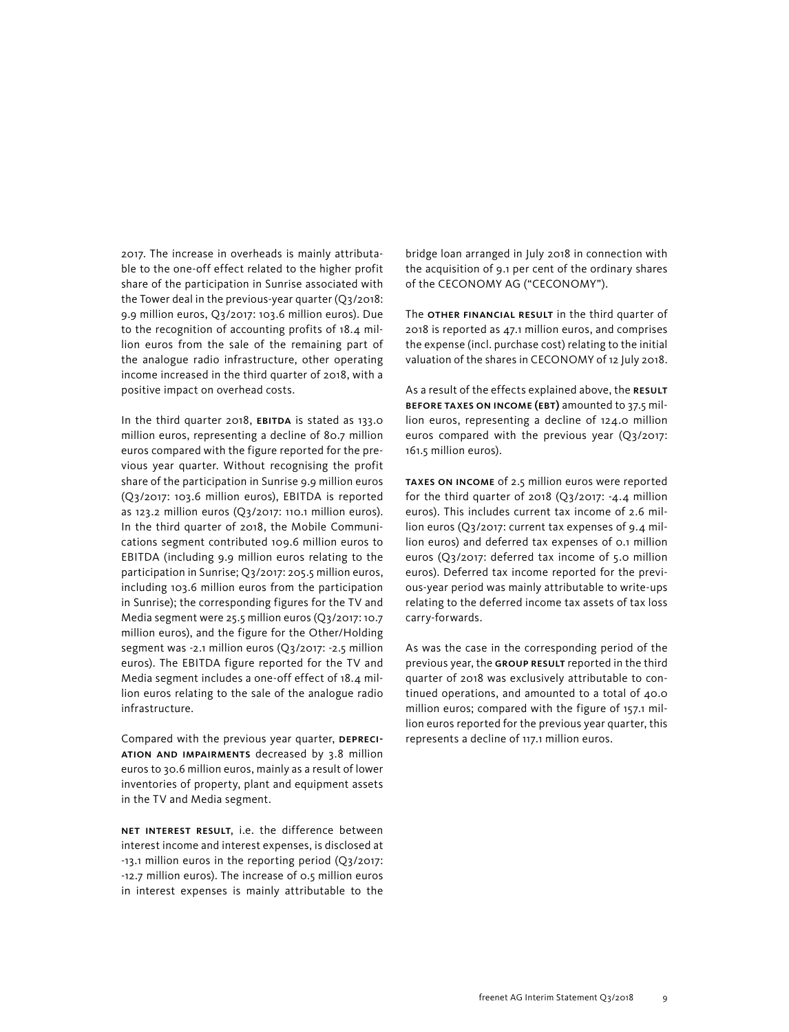2017. The increase in overheads is mainly attributable to the one-off effect related to the higher profit share of the participation in Sunrise associated with the Tower deal in the previous-year quarter (Q3/2018: 9.9 million euros, Q3/2017: 103.6 million euros). Due to the recognition of accounting profits of 18.4 million euros from the sale of the remaining part of the analogue radio infrastructure, other operating income increased in the third quarter of 2018, with a positive impact on overhead costs.

In the third quarter 2018, **EBITDA** is stated as 133.0 million euros, representing a decline of 80.7 million euros compared with the figure reported for the previous year quarter. Without recognising the profit share of the participation in Sunrise 9.9 million euros (Q3/2017: 103.6 million euros), EBITDA is reported as 123.2 million euros (Q3/2017: 110.1 million euros). In the third quarter of 2018, the Mobile Communications segment contributed 109.6 million euros to EBITDA (including 9.9 million euros relating to the participation in Sunrise; Q3/2017: 205.5 million euros, including 103.6 million euros from the participation in Sunrise); the corresponding figures for the TV and Media segment were 25.5 million euros (Q3/2017: 10.7 million euros), and the figure for the Other/Holding segment was -2.1 million euros (Q3/2017: -2.5 million euros). The EBITDA figure reported for the TV and Media segment includes a one-off effect of 18.4 million euros relating to the sale of the analogue radio infrastructure.

Compared with the previous year quarter, **DEPRECIATION AND IMPAIRMENTS** decreased by 3.8 million euros to 30.6 million euros, mainly as a result of lower inventories of property, plant and equipment assets in the TV and Media segment.

**NET INTEREST RESULT**, i.e. the difference between interest income and interest expenses, is disclosed at -13.1 million euros in the reporting period (Q3/2017: -12.7 million euros). The increase of 0.5 million euros in interest expenses is mainly attributable to the bridge loan arranged in July 2018 in connection with the acquisition of 9.1 per cent of the ordinary shares of the CECONOMY AG ("CECONOMY").

The **OTHER FINANCIAL RESULT** in the third quarter of 2018 is reported as 47.1 million euros, and comprises the expense (incl. purchase cost) relating to the initial valuation of the shares in CECONOMY of 12 July 2018.

As a result of the effects explained above, the **RESULT BEFORE TAXES ON INCOME (EBT)** amounted to 37.5 million euros, representing a decline of 124.0 million euros compared with the previous year (Q3/2017: 161.5 million euros).

**TAXES ON INCOME** of 2.5 million euros were reported for the third quarter of 2018 (Q3/2017: -4.4 million euros). This includes current tax income of 2.6 million euros (Q3/2017: current tax expenses of 9.4 million euros) and deferred tax expenses of 0.1 million euros (Q3/2017: deferred tax income of 5.0 million euros). Deferred tax income reported for the previous-year period was mainly attributable to write-ups relating to the deferred income tax assets of tax loss carry-forwards.

As was the case in the corresponding period of the previous year, the **GROUP RESULT** reported in the third quarter of 2018 was exclusively attributable to continued operations, and amounted to a total of 40.0 million euros; compared with the figure of 157.1 million euros reported for the previous year quarter, this represents a decline of 117.1 million euros.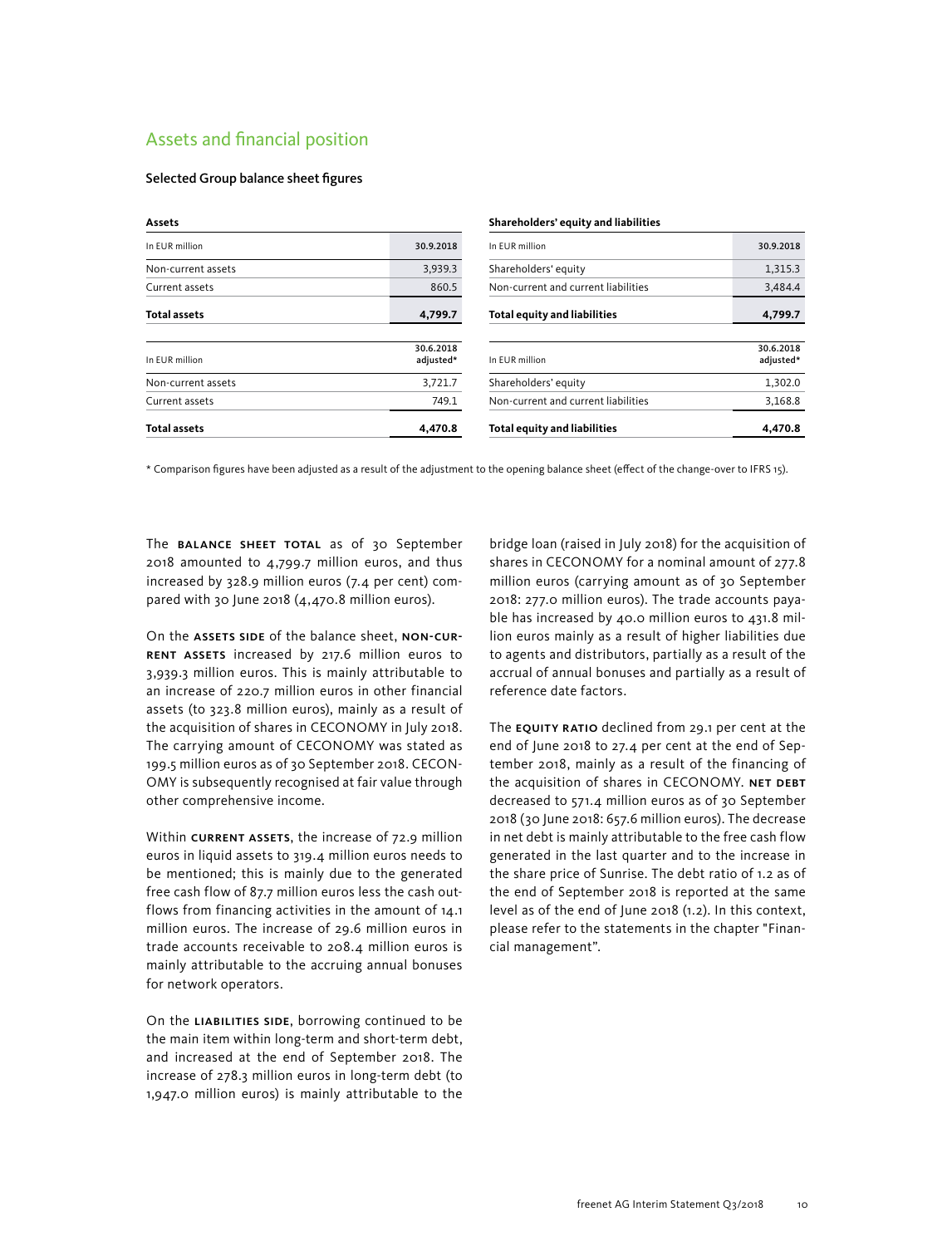## Assets and financial position

### Selected Group balance sheet figures

**Assets**

| In EUR million | 30.9.2018 |
|---|---|
| Non-current assets | 3,939.3 |
| Current assets | 860.5 |
| **Total assets** | **4,799.7** |

| In EUR million | 30.6.2018 adjusted* |
|---|---|
| Non-current assets | 3,721.7 |
| Current assets | 749.1 |
| **Total assets** | **4,470.8** |

**Shareholders' equity and liabilities**

| In EUR million | 30.9.2018 |
|---|---|
| Shareholders' equity | 1,315.3 |
| Non-current and current liabilities | 3,484.4 |
| **Total equity and liabilities** | **4,799.7** |

| In EUR million | 30.6.2018 adjusted* |
|---|---|
| Shareholders' equity | 1,302.0 |
| Non-current and current liabilities | 3,168.8 |
| **Total equity and liabilities** | **4,470.8** |

* Comparison figures have been adjusted as a result of the adjustment to the opening balance sheet (effect of the change-over to IFRS 15).

The **BALANCE SHEET TOTAL** as of 30 September 2018 amounted to 4,799.7 million euros, and thus increased by 328.9 million euros (7.4 per cent) compared with 30 June 2018 (4,470.8 million euros).

On the **ASSETS SIDE** of the balance sheet, **NON-CURRENT ASSETS** increased by 217.6 million euros to 3,939.3 million euros. This is mainly attributable to an increase of 220.7 million euros in other financial assets (to 323.8 million euros), mainly as a result of the acquisition of shares in CECONOMY in July 2018. The carrying amount of CECONOMY was stated as 199.5 million euros as of 30 September 2018. CECONOMY is subsequently recognised at fair value through other comprehensive income.

Within **CURRENT ASSETS**, the increase of 72.9 million euros in liquid assets to 319.4 million euros needs to be mentioned; this is mainly due to the generated free cash flow of 87.7 million euros less the cash outflows from financing activities in the amount of 14.1 million euros. The increase of 29.6 million euros in trade accounts receivable to 208.4 million euros is mainly attributable to the accruing annual bonuses for network operators.

On the **LIABILITIES SIDE**, borrowing continued to be the main item within long-term and short-term debt, and increased at the end of September 2018. The increase of 278.3 million euros in long-term debt (to 1,947.0 million euros) is mainly attributable to the bridge loan (raised in July 2018) for the acquisition of shares in CECONOMY for a nominal amount of 277.8 million euros (carrying amount as of 30 September 2018: 277.0 million euros). The trade accounts payable has increased by 40.0 million euros to 431.8 million euros mainly as a result of higher liabilities due to agents and distributors, partially as a result of the accrual of annual bonuses and partially as a result of reference date factors.

The **EQUITY RATIO** declined from 29.1 per cent at the end of June 2018 to 27.4 per cent at the end of September 2018, mainly as a result of the financing of the acquisition of shares in CECONOMY. **NET DEBT** decreased to 571.4 million euros as of 30 September 2018 (30 June 2018: 657.6 million euros). The decrease in net debt is mainly attributable to the free cash flow generated in the last quarter and to the increase in the share price of Sunrise. The debt ratio of 1.2 as of the end of September 2018 is reported at the same level as of the end of June 2018 (1.2). In this context, please refer to the statements in the chapter "Financial management".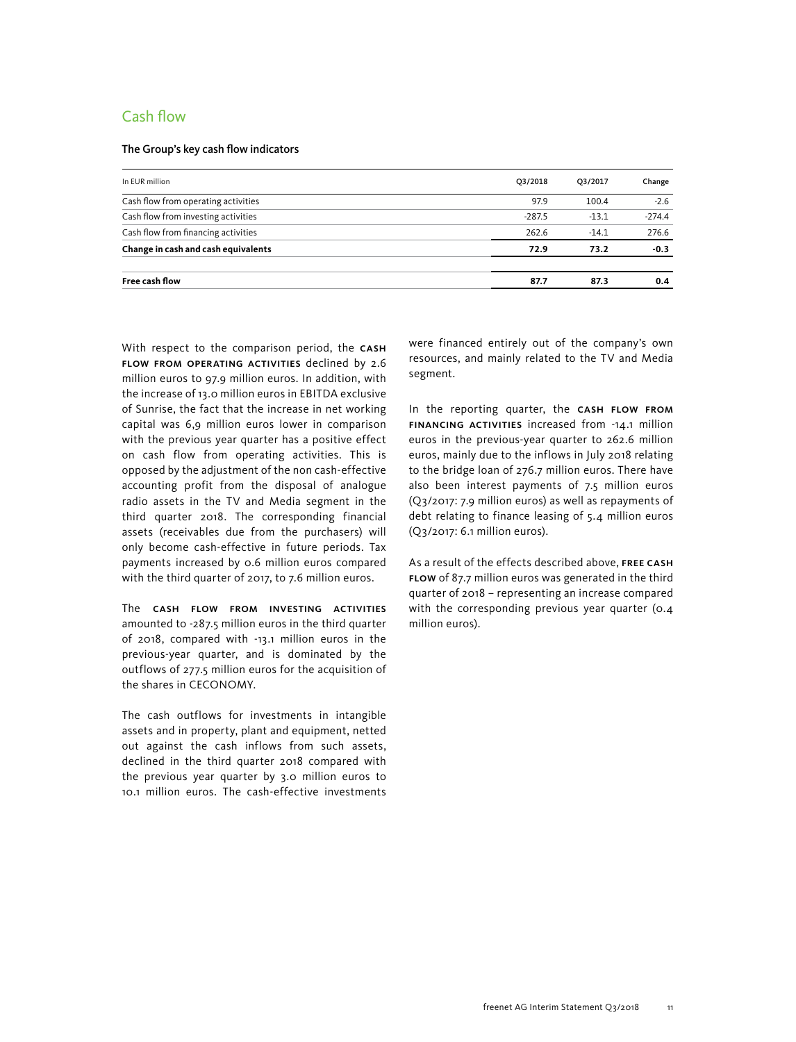## Cash flow

### The Group's key cash flow indicators

| In EUR million | Q3/2018 | Q3/2017 | Change |
|---|---|---|---|
| Cash flow from operating activities | 97.9 | 100.4 | -2.6 |
| Cash flow from investing activities | -287.5 | -13.1 | -274.4 |
| Cash flow from financing activities | 262.6 | -14.1 | 276.6 |
| **Change in cash and cash equivalents** | **72.9** | **73.2** | **-0.3** |
| | | | |
| **Free cash flow** | **87.7** | **87.3** | **0.4** |

With respect to the comparison period, the **CASH FLOW FROM OPERATING ACTIVITIES** declined by 2.6 million euros to 97.9 million euros. In addition, with the increase of 13.0 million euros in EBITDA exclusive of Sunrise, the fact that the increase in net working capital was 6,9 million euros lower in comparison with the previous year quarter has a positive effect on cash flow from operating activities. This is opposed by the adjustment of the non cash-effective accounting profit from the disposal of analogue radio assets in the TV and Media segment in the third quarter 2018. The corresponding financial assets (receivables due from the purchasers) will only become cash-effective in future periods. Tax payments increased by 0.6 million euros compared with the third quarter of 2017, to 7.6 million euros.

The **CASH FLOW FROM INVESTING ACTIVITIES** amounted to -287.5 million euros in the third quarter of 2018, compared with -13.1 million euros in the previous-year quarter, and is dominated by the outflows of 277.5 million euros for the acquisition of the shares in CECONOMY.

The cash outflows for investments in intangible assets and in property, plant and equipment, netted out against the cash inflows from such assets, declined in the third quarter 2018 compared with the previous year quarter by 3.0 million euros to 10.1 million euros. The cash-effective investments were financed entirely out of the company's own resources, and mainly related to the TV and Media segment.

In the reporting quarter, the **CASH FLOW FROM FINANCING ACTIVITIES** increased from -14.1 million euros in the previous-year quarter to 262.6 million euros, mainly due to the inflows in July 2018 relating to the bridge loan of 276.7 million euros. There have also been interest payments of 7.5 million euros (Q3/2017: 7.9 million euros) as well as repayments of debt relating to finance leasing of 5.4 million euros (Q3/2017: 6.1 million euros).

As a result of the effects described above, **FREE CASH FLOW** of 87.7 million euros was generated in the third quarter of 2018 – representing an increase compared with the corresponding previous year quarter (0.4 million euros).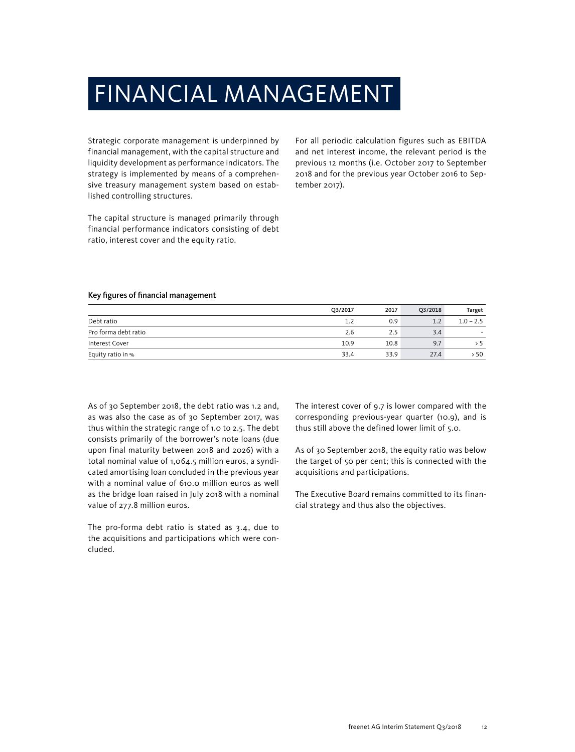# FINANCIAL MANAGEMENT

Strategic corporate management is underpinned by financial management, with the capital structure and liquidity development as performance indicators. The strategy is implemented by means of a comprehensive treasury management system based on established controlling structures.

The capital structure is managed primarily through financial performance indicators consisting of debt ratio, interest cover and the equity ratio.

For all periodic calculation figures such as EBITDA and net interest income, the relevant period is the previous 12 months (i.e. October 2017 to September 2018 and for the previous year October 2016 to September 2017).

**Key figures of financial management**

| | Q3/2017 | 2017 | Q3/2018 | Target |
|---|---|---|---|---|
| Debt ratio | 1.2 | 0.9 | 1.2 | 1.0 – 2.5 |
| Pro forma debt ratio | 2.6 | 2.5 | 3.4 | - |
| Interest Cover | 10.9 | 10.8 | 9.7 | > 5 |
| Equity ratio in % | 33.4 | 33.9 | 27.4 | > 50 |

As of 30 September 2018, the debt ratio was 1.2 and, as was also the case as of 30 September 2017, was thus within the strategic range of 1.0 to 2.5. The debt consists primarily of the borrower's note loans (due upon final maturity between 2018 and 2026) with a total nominal value of 1,064.5 million euros, a syndicated amortising loan concluded in the previous year with a nominal value of 610.0 million euros as well as the bridge loan raised in July 2018 with a nominal value of 277.8 million euros.

The pro-forma debt ratio is stated as 3.4, due to the acquisitions and participations which were concluded.

The interest cover of 9.7 is lower compared with the corresponding previous-year quarter (10.9), and is thus still above the defined lower limit of 5.0.

As of 30 September 2018, the equity ratio was below the target of 50 per cent; this is connected with the acquisitions and participations.

The Executive Board remains committed to its financial strategy and thus also the objectives.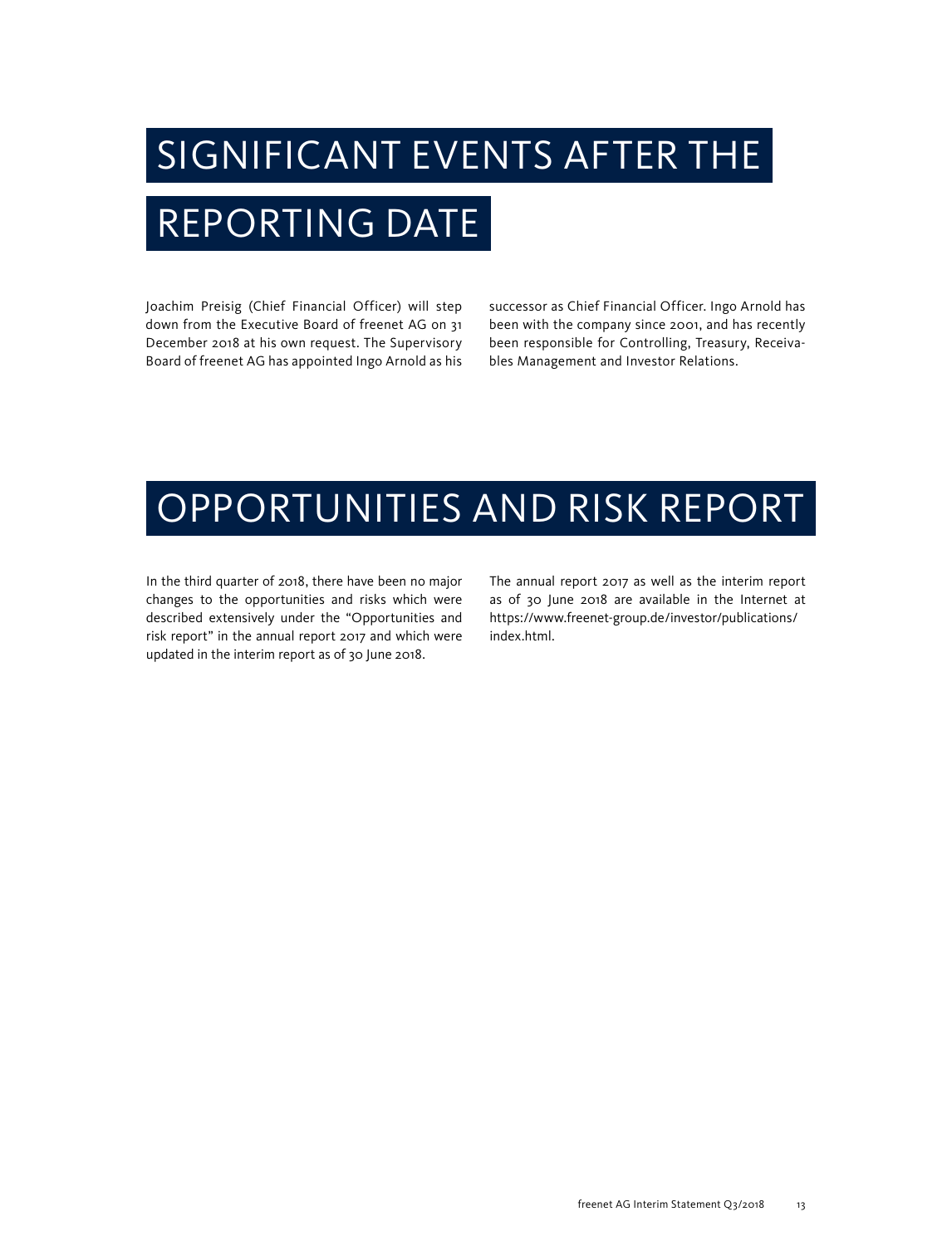# SIGNIFICANT EVENTS AFTER THE REPORTING DATE

Joachim Preisig (Chief Financial Officer) will step down from the Executive Board of freenet AG on 31 December 2018 at his own request. The Supervisory Board of freenet AG has appointed Ingo Arnold as his successor as Chief Financial Officer. Ingo Arnold has been with the company since 2001, and has recently been responsible for Controlling, Treasury, Receivables Management and Investor Relations.

# OPPORTUNITIES AND RISK REPORT

In the third quarter of 2018, there have been no major changes to the opportunities and risks which were described extensively under the "Opportunities and risk report" in the annual report 2017 and which were updated in the interim report as of 30 June 2018.

The annual report 2017 as well as the interim report as of 30 June 2018 are available in the Internet at https://www.freenet-group.de/investor/publications/index.html.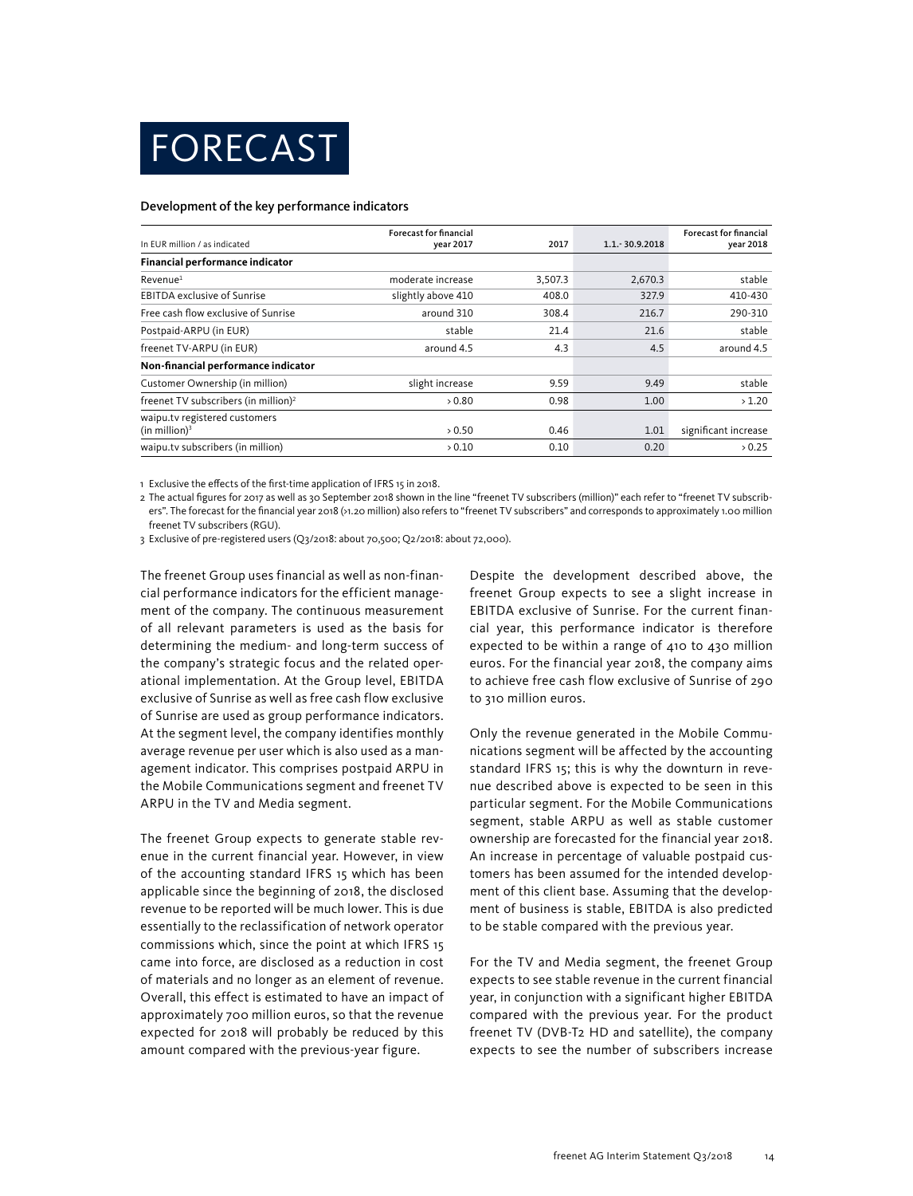# FORECAST

### Development of the key performance indicators

| In EUR million / as indicated | Forecast for financial year 2017 | 2017 | 1.1.- 30.9.2018 | Forecast for financial year 2018 |
|---|---|---|---|---|
| **Financial performance indicator** | | | | |
| Revenue[1] | moderate increase | 3,507.3 | 2,670.3 | stable |
| EBITDA exclusive of Sunrise | slightly above 410 | 408.0 | 327.9 | 410-430 |
| Free cash flow exclusive of Sunrise | around 310 | 308.4 | 216.7 | 290-310 |
| Postpaid-ARPU (in EUR) | stable | 21.4 | 21.6 | stable |
| freenet TV-ARPU (in EUR) | around 4.5 | 4.3 | 4.5 | around 4.5 |
| **Non-financial performance indicator** | | | | |
| Customer Ownership (in million) | slight increase | 9.59 | 9.49 | stable |
| freenet TV subscribers (in million)[2] | > 0.80 | 0.98 | 1.00 | > 1.20 |
| waipu.tv registered customers (in million)[3] | > 0.50 | 0.46 | 1.01 | significant increase |
| waipu.tv subscribers (in million) | > 0.10 | 0.10 | 0.20 | > 0.25 |

1 Exclusive the effects of the first-time application of IFRS 15 in 2018.

2 The actual figures for 2017 as well as 30 September 2018 shown in the line "freenet TV subscribers (million)" each refer to "freenet TV subscribers". The forecast for the financial year 2018 (>1.20 million) also refers to "freenet TV subscribers" and corresponds to approximately 1.00 million freenet TV subscribers (RGU).

3 Exclusive of pre-registered users (Q3/2018: about 70,500; Q2/2018: about 72,000).

The freenet Group uses financial as well as non-financial performance indicators for the efficient management of the company. The continuous measurement of all relevant parameters is used as the basis for determining the medium- and long-term success of the company's strategic focus and the related operational implementation. At the Group level, EBITDA exclusive of Sunrise as well as free cash flow exclusive of Sunrise are used as group performance indicators. At the segment level, the company identifies monthly average revenue per user which is also used as a management indicator. This comprises postpaid ARPU in the Mobile Communications segment and freenet TV ARPU in the TV and Media segment.

The freenet Group expects to generate stable revenue in the current financial year. However, in view of the accounting standard IFRS 15 which has been applicable since the beginning of 2018, the disclosed revenue to be reported will be much lower. This is due essentially to the reclassification of network operator commissions which, since the point at which IFRS 15 came into force, are disclosed as a reduction in cost of materials and no longer as an element of revenue. Overall, this effect is estimated to have an impact of approximately 700 million euros, so that the revenue expected for 2018 will probably be reduced by this amount compared with the previous-year figure.

Despite the development described above, the freenet Group expects to see a slight increase in EBITDA exclusive of Sunrise. For the current financial year, this performance indicator is therefore expected to be within a range of 410 to 430 million euros. For the financial year 2018, the company aims to achieve free cash flow exclusive of Sunrise of 290 to 310 million euros.

Only the revenue generated in the Mobile Communications segment will be affected by the accounting standard IFRS 15; this is why the downturn in revenue described above is expected to be seen in this particular segment. For the Mobile Communications segment, stable ARPU as well as stable customer ownership are forecasted for the financial year 2018. An increase in percentage of valuable postpaid customers has been assumed for the intended development of this client base. Assuming that the development of business is stable, EBITDA is also predicted to be stable compared with the previous year.

For the TV and Media segment, the freenet Group expects to see stable revenue in the current financial year, in conjunction with a significant higher EBITDA compared with the previous year. For the product freenet TV (DVB-T2 HD and satellite), the company expects to see the number of subscribers increase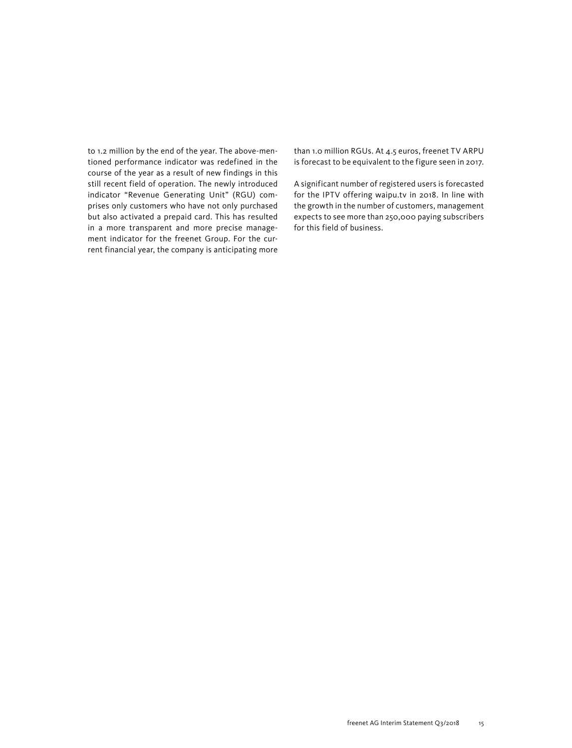to 1.2 million by the end of the year. The above-mentioned performance indicator was redefined in the course of the year as a result of new findings in this still recent field of operation. The newly introduced indicator "Revenue Generating Unit" (RGU) comprises only customers who have not only purchased but also activated a prepaid card. This has resulted in a more transparent and more precise management indicator for the freenet Group. For the current financial year, the company is anticipating more than 1.0 million RGUs. At 4.5 euros, freenet TV ARPU is forecast to be equivalent to the figure seen in 2017.

A significant number of registered users is forecasted for the IPTV offering waipu.tv in 2018. In line with the growth in the number of customers, management expects to see more than 250,000 paying subscribers for this field of business.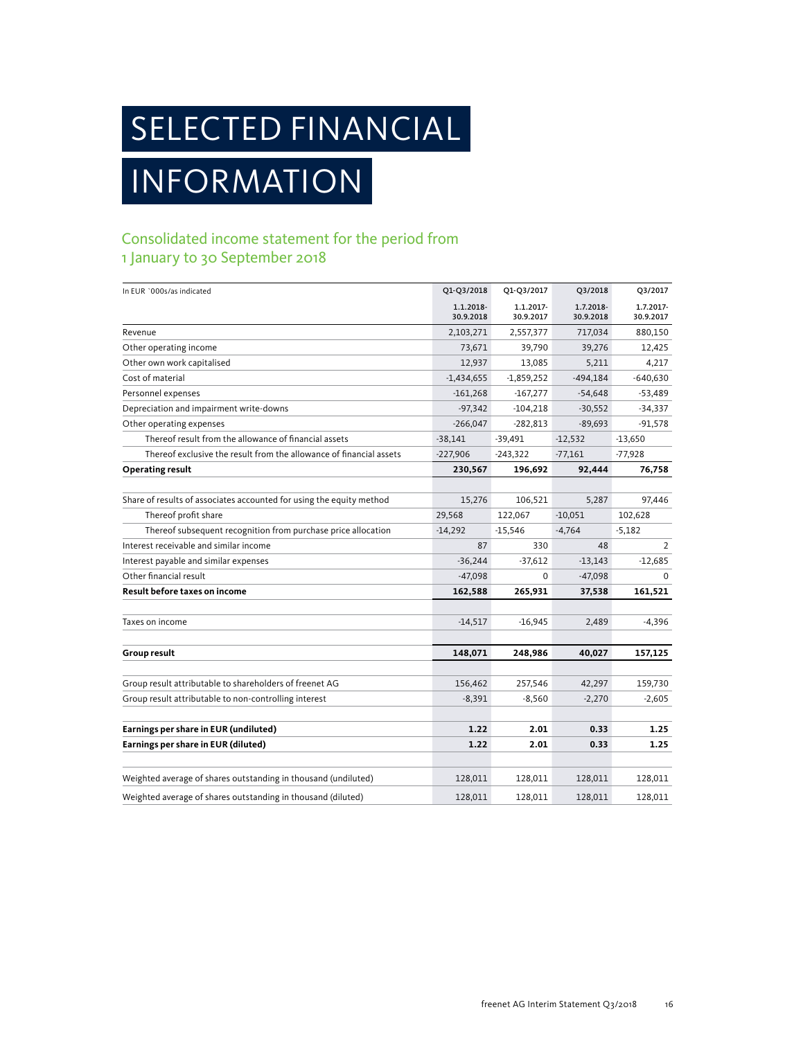# SELECTED FINANCIAL INFORMATION

## Consolidated income statement for the period from 1 January to 30 September 2018

| In EUR `000s/as indicated | Q1-Q3/2018 | Q1-Q3/2017 | Q3/2018 | Q3/2017 |
|---|---|---|---|---|
| | 1.1.2018-30.9.2018 | 1.1.2017-30.9.2017 | 1.7.2018-30.9.2018 | 1.7.2017-30.9.2017 |
| Revenue | 2,103,271 | 2,557,377 | 717,034 | 880,150 |
| Other operating income | 73,671 | 39,790 | 39,276 | 12,425 |
| Other own work capitalised | 12,937 | 13,085 | 5,211 | 4,217 |
| Cost of material | -1,434,655 | -1,859,252 | -494,184 | -640,630 |
| Personnel expenses | -161,268 | -167,277 | -54,648 | -53,489 |
| Depreciation and impairment write-downs | -97,342 | -104,218 | -30,552 | -34,337 |
| Other operating expenses | -266,047 | -282,813 | -89,693 | -91,578 |
| Thereof result from the allowance of financial assets | -38,141 | -39,491 | -12,532 | -13,650 |
| Thereof exclusive the result from the allowance of financial assets | -227,906 | -243,322 | -77,161 | -77,928 |
| **Operating result** | **230,567** | **196,692** | **92,444** | **76,758** |
| | | | | |
| Share of results of associates accounted for using the equity method | 15,276 | 106,521 | 5,287 | 97,446 |
| Thereof profit share | 29,568 | 122,067 | -10,051 | 102,628 |
| Thereof subsequent recognition from purchase price allocation | -14,292 | -15,546 | -4,764 | -5,182 |
| Interest receivable and similar income | 87 | 330 | 48 | 2 |
| Interest payable and similar expenses | -36,244 | -37,612 | -13,143 | -12,685 |
| Other financial result | -47,098 | 0 | -47,098 | 0 |
| **Result before taxes on income** | **162,588** | **265,931** | **37,538** | **161,521** |
| | | | | |
| Taxes on income | -14,517 | -16,945 | 2,489 | -4,396 |
| | | | | |
| **Group result** | **148,071** | **248,986** | **40,027** | **157,125** |
| | | | | |
| Group result attributable to shareholders of freenet AG | 156,462 | 257,546 | 42,297 | 159,730 |
| Group result attributable to non-controlling interest | -8,391 | -8,560 | -2,270 | -2,605 |
| | | | | |
| **Earnings per share in EUR (undiluted)** | **1.22** | **2.01** | **0.33** | **1.25** |
| **Earnings per share in EUR (diluted)** | **1.22** | **2.01** | **0.33** | **1.25** |
| | | | | |
| Weighted average of shares outstanding in thousand (undiluted) | 128,011 | 128,011 | 128,011 | 128,011 |
| Weighted average of shares outstanding in thousand (diluted) | 128,011 | 128,011 | 128,011 | 128,011 |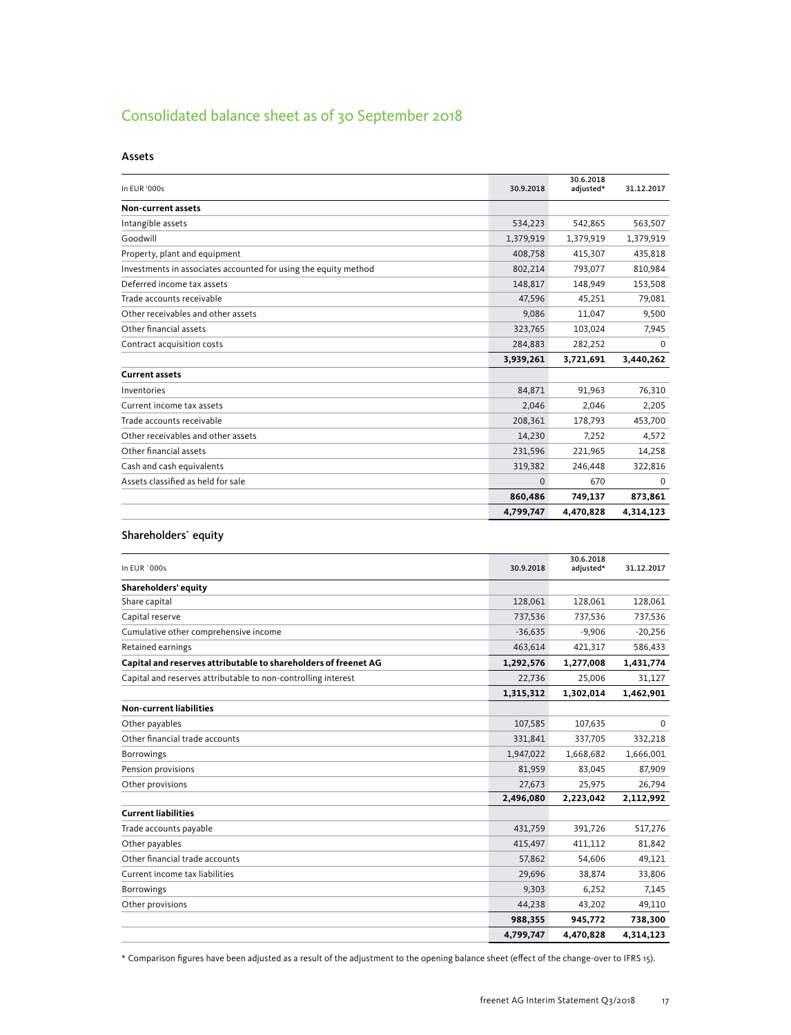# Consolidated balance sheet as of 30 September 2018

## Assets

| In EUR '000s | 30.9.2018 | 30.6.2018 adjusted* | 31.12.2017 |
|---|---|---|---|
| **Non-current assets** | | | |
| Intangible assets | 534,223 | 542,865 | 563,507 |
| Goodwill | 1,379,919 | 1,379,919 | 1,379,919 |
| Property, plant and equipment | 408,758 | 415,307 | 435,818 |
| Investments in associates accounted for using the equity method | 802,214 | 793,077 | 810,984 |
| Deferred income tax assets | 148,817 | 148,949 | 153,508 |
| Trade accounts receivable | 47,596 | 45,251 | 79,081 |
| Other receivables and other assets | 9,086 | 11,047 | 9,500 |
| Other financial assets | 323,765 | 103,024 | 7,945 |
| Contract acquisition costs | 284,883 | 282,252 | 0 |
| | **3,939,261** | **3,721,691** | **3,440,262** |
| **Current assets** | | | |
| Inventories | 84,871 | 91,963 | 76,310 |
| Current income tax assets | 2,046 | 2,046 | 2,205 |
| Trade accounts receivable | 208,361 | 178,793 | 453,700 |
| Other receivables and other assets | 14,230 | 7,252 | 4,572 |
| Other financial assets | 231,596 | 221,965 | 14,258 |
| Cash and cash equivalents | 319,382 | 246,448 | 322,816 |
| Assets classified as held for sale | 0 | 670 | 0 |
| | **860,486** | **749,137** | **873,861** |
| | **4,799,747** | **4,470,828** | **4,314,123** |

## Shareholders` equity

| In EUR `000s | 30.9.2018 | 30.6.2018 adjusted* | 31.12.2017 |
|---|---|---|---|
| **Shareholders' equity** | | | |
| Share capital | 128,061 | 128,061 | 128,061 |
| Capital reserve | 737,536 | 737,536 | 737,536 |
| Cumulative other comprehensive income | -36,635 | -9,906 | -20,256 |
| Retained earnings | 463,614 | 421,317 | 586,433 |
| **Capital and reserves attributable to shareholders of freenet AG** | **1,292,576** | **1,277,008** | **1,431,774** |
| Capital and reserves attributable to non-controlling interest | 22,736 | 25,006 | 31,127 |
| | **1,315,312** | **1,302,014** | **1,462,901** |
| **Non-current liabilities** | | | |
| Other payables | 107,585 | 107,635 | 0 |
| Other financial trade accounts | 331,841 | 337,705 | 332,218 |
| Borrowings | 1,947,022 | 1,668,682 | 1,666,001 |
| Pension provisions | 81,959 | 83,045 | 87,909 |
| Other provisions | 27,673 | 25,975 | 26,794 |
| | **2,496,080** | **2,223,042** | **2,112,992** |
| **Current liabilities** | | | |
| Trade accounts payable | 431,759 | 391,726 | 517,276 |
| Other payables | 415,497 | 411,112 | 81,842 |
| Other financial trade accounts | 57,862 | 54,606 | 49,121 |
| Current income tax liabilities | 29,696 | 38,874 | 33,806 |
| Borrowings | 9,303 | 6,252 | 7,145 |
| Other provisions | 44,238 | 43,202 | 49,110 |
| | **988,355** | **945,772** | **738,300** |
| | **4,799,747** | **4,470,828** | **4,314,123** |

* Comparison figures have been adjusted as a result of the adjustment to the opening balance sheet (effect of the change-over to IFRS 15).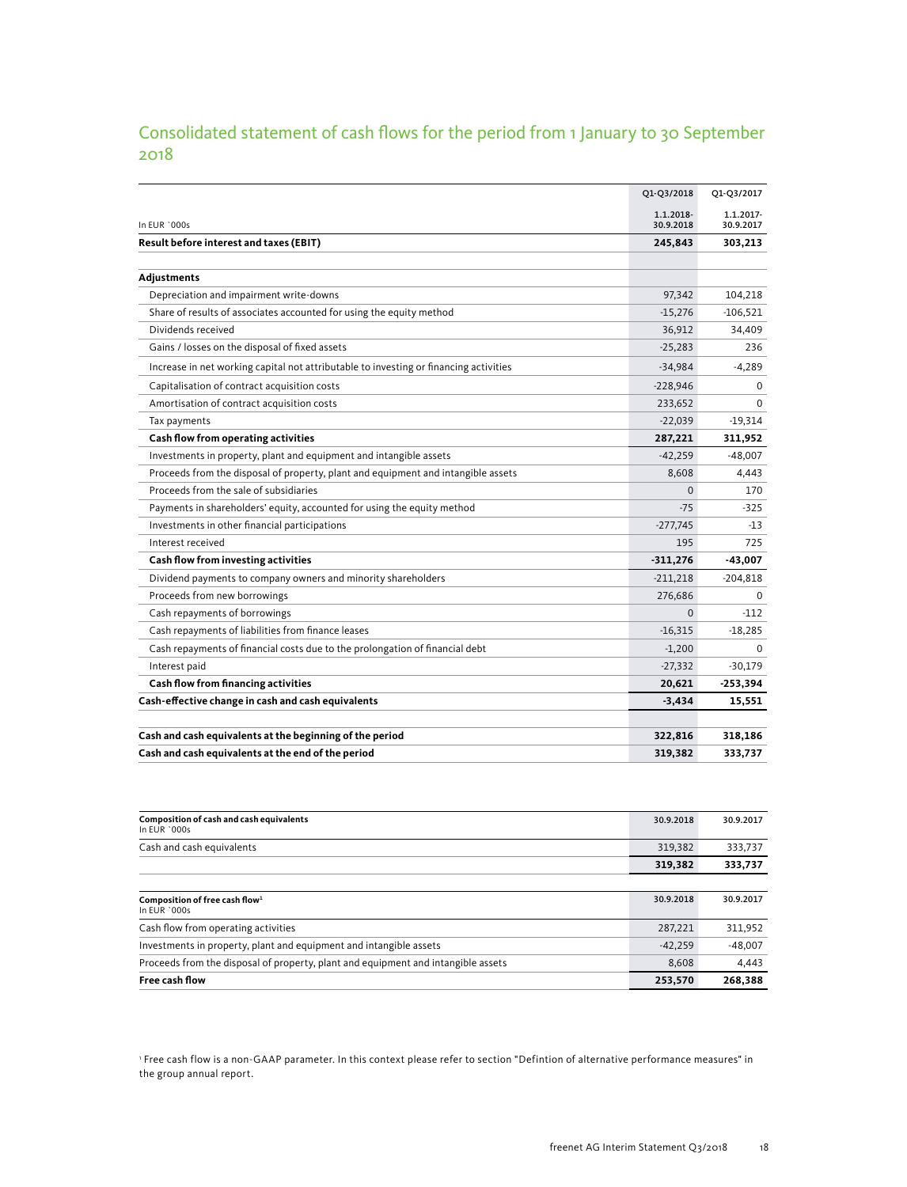## Consolidated statement of cash flows for the period from 1 January to 30 September 2018

| In EUR `000s | Q1-Q3/2018<br>1.1.2018-30.9.2018 | Q1-Q3/2017<br>1.1.2017-30.9.2017 |
|---|---|---|
| **Result before interest and taxes (EBIT)** | **245,843** | **303,213** |
| | | |
| **Adjustments** | | |
| Depreciation and impairment write-downs | 97,342 | 104,218 |
| Share of results of associates accounted for using the equity method | -15,276 | -106,521 |
| Dividends received | 36,912 | 34,409 |
| Gains / losses on the disposal of fixed assets | -25,283 | 236 |
| Increase in net working capital not attributable to investing or financing activities | -34,984 | -4,289 |
| Capitalisation of contract acquisition costs | -228,946 | 0 |
| Amortisation of contract acquisition costs | 233,652 | 0 |
| Tax payments | -22,039 | -19,314 |
| **Cash flow from operating activities** | **287,221** | **311,952** |
| Investments in property, plant and equipment and intangible assets | -42,259 | -48,007 |
| Proceeds from the disposal of property, plant and equipment and intangible assets | 8,608 | 4,443 |
| Proceeds from the sale of subsidiaries | 0 | 170 |
| Payments in shareholders' equity, accounted for using the equity method | -75 | -325 |
| Investments in other financial participations | -277,745 | -13 |
| Interest received | 195 | 725 |
| **Cash flow from investing activities** | **-311,276** | **-43,007** |
| Dividend payments to company owners and minority shareholders | -211,218 | -204,818 |
| Proceeds from new borrowings | 276,686 | 0 |
| Cash repayments of borrowings | 0 | -112 |
| Cash repayments of liabilities from finance leases | -16,315 | -18,285 |
| Cash repayments of financial costs due to the prolongation of financial debt | -1,200 | 0 |
| Interest paid | -27,332 | -30,179 |
| **Cash flow from financing activities** | **20,621** | **-253,394** |
| **Cash-effective change in cash and cash equivalents** | **-3,434** | **15,551** |
| | | |
| **Cash and cash equivalents at the beginning of the period** | **322,816** | **318,186** |
| **Cash and cash equivalents at the end of the period** | **319,382** | **333,737** |

| **Composition of cash and cash equivalents**<br>In EUR `000s | 30.9.2018 | 30.9.2017 |
|---|---|---|
| Cash and cash equivalents | 319,382 | 333,737 |
| | **319,382** | **333,737** |

| **Composition of free cash flow[1]**<br>In EUR `000s | 30.9.2018 | 30.9.2017 |
|---|---|---|
| Cash flow from operating activities | 287,221 | 311,952 |
| Investments in property, plant and equipment and intangible assets | -42,259 | -48,007 |
| Proceeds from the disposal of property, plant and equipment and intangible assets | 8,608 | 4,443 |
| **Free cash flow** | **253,570** | **268,388** |

[1] Free cash flow is a non-GAAP parameter. In this context please refer to section "Defintion of alternative performance measures" in the group annual report.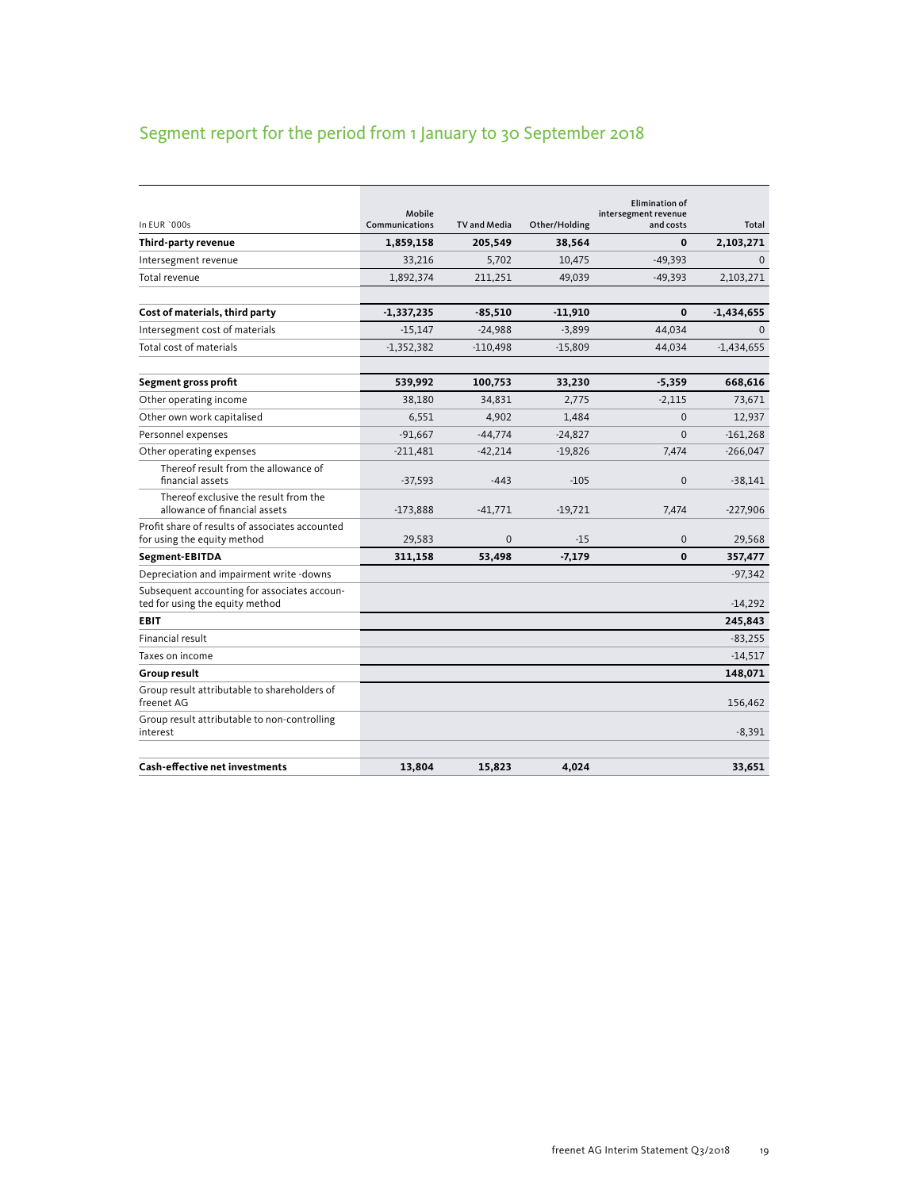## Segment report for the period from 1 January to 30 September 2018

| In EUR `000s | Mobile Communications | TV and Media | Other/Holding | Elimination of intersegment revenue and costs | Total |
|---|---|---|---|---|---|
| **Third-party revenue** | **1,859,158** | **205,549** | **38,564** | **0** | **2,103,271** |
| Intersegment revenue | 33,216 | 5,702 | 10,475 | -49,393 | 0 |
| Total revenue | 1,892,374 | 211,251 | 49,039 | -49,393 | 2,103,271 |
| | | | | | |
| **Cost of materials, third party** | **-1,337,235** | **-85,510** | **-11,910** | **0** | **-1,434,655** |
| Intersegment cost of materials | -15,147 | -24,988 | -3,899 | 44,034 | 0 |
| Total cost of materials | -1,352,382 | -110,498 | -15,809 | 44,034 | -1,434,655 |
| | | | | | |
| **Segment gross profit** | **539,992** | **100,753** | **33,230** | **-5,359** | **668,616** |
| Other operating income | 38,180 | 34,831 | 2,775 | -2,115 | 73,671 |
| Other own work capitalised | 6,551 | 4,902 | 1,484 | 0 | 12,937 |
| Personnel expenses | -91,667 | -44,774 | -24,827 | 0 | -161,268 |
| Other operating expenses | -211,481 | -42,214 | -19,826 | 7,474 | -266,047 |
| Thereof result from the allowance of financial assets | -37,593 | -443 | -105 | 0 | -38,141 |
| Thereof exclusive the result from the allowance of financial assets | -173,888 | -41,771 | -19,721 | 7,474 | -227,906 |
| Profit share of results of associates accounted for using the equity method | 29,583 | 0 | -15 | 0 | 29,568 |
| **Segment-EBITDA** | **311,158** | **53,498** | **-7,179** | **0** | **357,477** |
| Depreciation and impairment write -downs | | | | | -97,342 |
| Subsequent accounting for associates accounted for using the equity method | | | | | -14,292 |
| **EBIT** | | | | | **245,843** |
| Financial result | | | | | -83,255 |
| Taxes on income | | | | | -14,517 |
| **Group result** | | | | | **148,071** |
| Group result attributable to shareholders of freenet AG | | | | | 156,462 |
| Group result attributable to non-controlling interest | | | | | -8,391 |
| | | | | | |
| **Cash-effective net investments** | **13,804** | **15,823** | **4,024** | | **33,651** |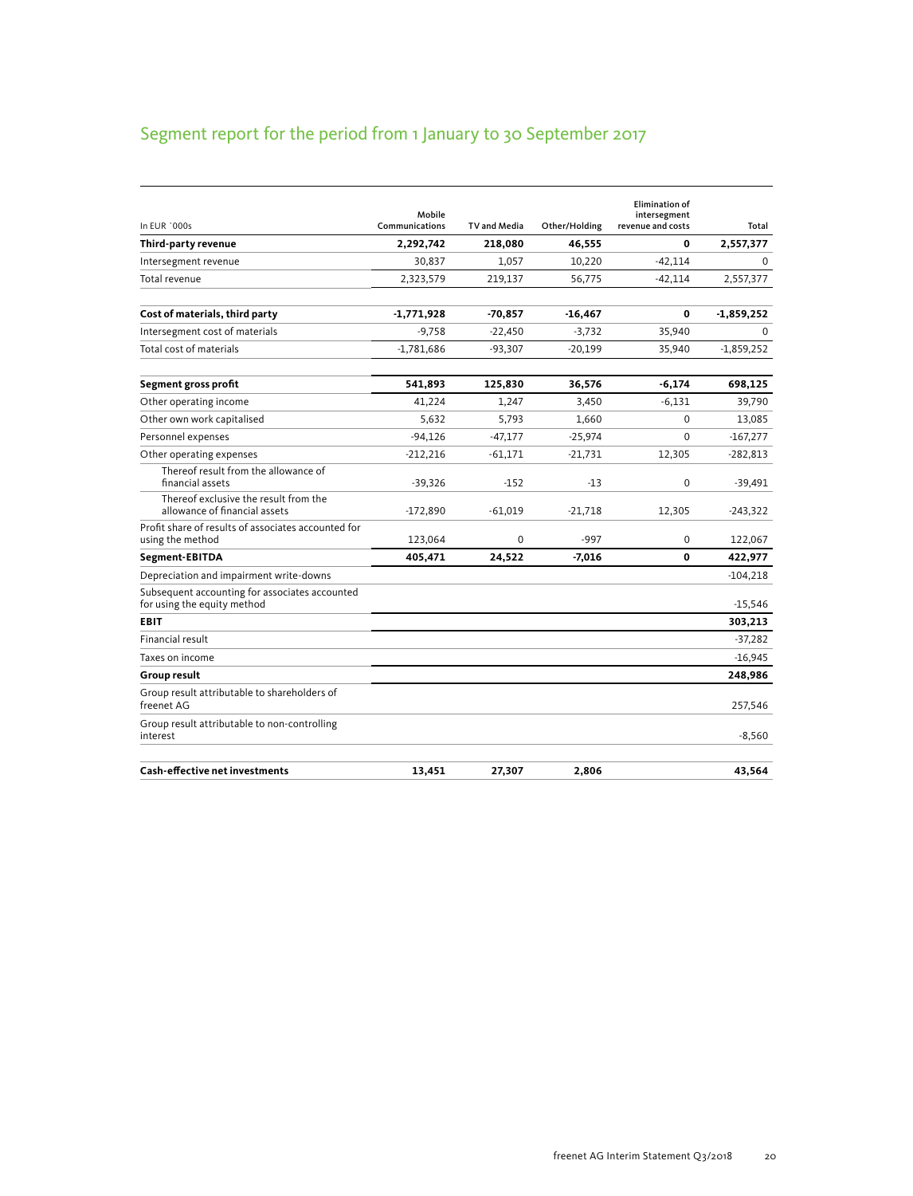# Segment report for the period from 1 January to 30 September 2017

| In EUR `000s | Mobile Communications | TV and Media | Other/Holding | Elimination of intersegment revenue and costs | Total |
|---|---|---|---|---|---|
| **Third-party revenue** | **2,292,742** | **218,080** | **46,555** | **0** | **2,557,377** |
| Intersegment revenue | 30,837 | 1,057 | 10,220 | -42,114 | 0 |
| Total revenue | 2,323,579 | 219,137 | 56,775 | -42,114 | 2,557,377 |
| | | | | | |
| **Cost of materials, third party** | **-1,771,928** | **-70,857** | **-16,467** | **0** | **-1,859,252** |
| Intersegment cost of materials | -9,758 | -22,450 | -3,732 | 35,940 | 0 |
| Total cost of materials | -1,781,686 | -93,307 | -20,199 | 35,940 | -1,859,252 |
| | | | | | |
| **Segment gross profit** | **541,893** | **125,830** | **36,576** | **-6,174** | **698,125** |
| Other operating income | 41,224 | 1,247 | 3,450 | -6,131 | 39,790 |
| Other own work capitalised | 5,632 | 5,793 | 1,660 | 0 | 13,085 |
| Personnel expenses | -94,126 | -47,177 | -25,974 | 0 | -167,277 |
| Other operating expenses | -212,216 | -61,171 | -21,731 | 12,305 | -282,813 |
| Thereof result from the allowance of financial assets | -39,326 | -152 | -13 | 0 | -39,491 |
| Thereof exclusive the result from the allowance of financial assets | -172,890 | -61,019 | -21,718 | 12,305 | -243,322 |
| Profit share of results of associates accounted for using the method | 123,064 | 0 | -997 | 0 | 122,067 |
| **Segment-EBITDA** | **405,471** | **24,522** | **-7,016** | **0** | **422,977** |
| Depreciation and impairment write-downs | | | | | -104,218 |
| Subsequent accounting for associates accounted for using the equity method | | | | | -15,546 |
| **EBIT** | | | | | **303,213** |
| Financial result | | | | | -37,282 |
| Taxes on income | | | | | -16,945 |
| **Group result** | | | | | **248,986** |
| Group result attributable to shareholders of freenet AG | | | | | 257,546 |
| Group result attributable to non-controlling interest | | | | | -8,560 |
| | | | | | |
| **Cash-effective net investments** | **13,451** | **27,307** | **2,806** | | **43,564** |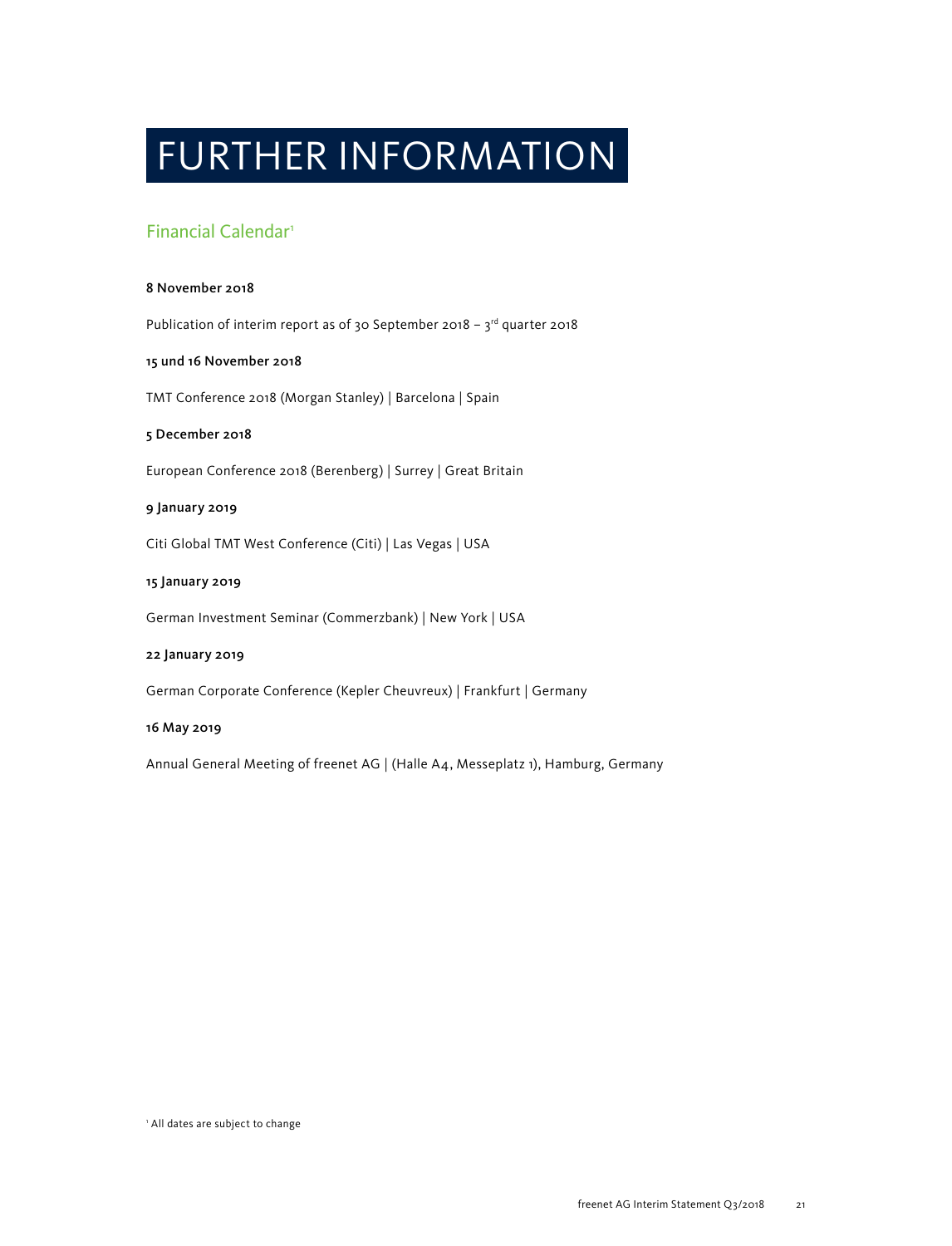# FURTHER INFORMATION

## Financial Calendar[1]

**8 November 2018**

Publication of interim report as of 30 September 2018 – 3rd quarter 2018

**15 und 16 November 2018**

TMT Conference 2018 (Morgan Stanley) | Barcelona | Spain

**5 December 2018**

European Conference 2018 (Berenberg) | Surrey | Great Britain

**9 January 2019**

Citi Global TMT West Conference (Citi) | Las Vegas | USA

**15 January 2019**

German Investment Seminar (Commerzbank) | New York | USA

**22 January 2019**

German Corporate Conference (Kepler Cheuvreux) | Frankfurt | Germany

**16 May 2019**

Annual General Meeting of freenet AG | (Halle A4, Messeplatz 1), Hamburg, Germany

[1] All dates are subject to change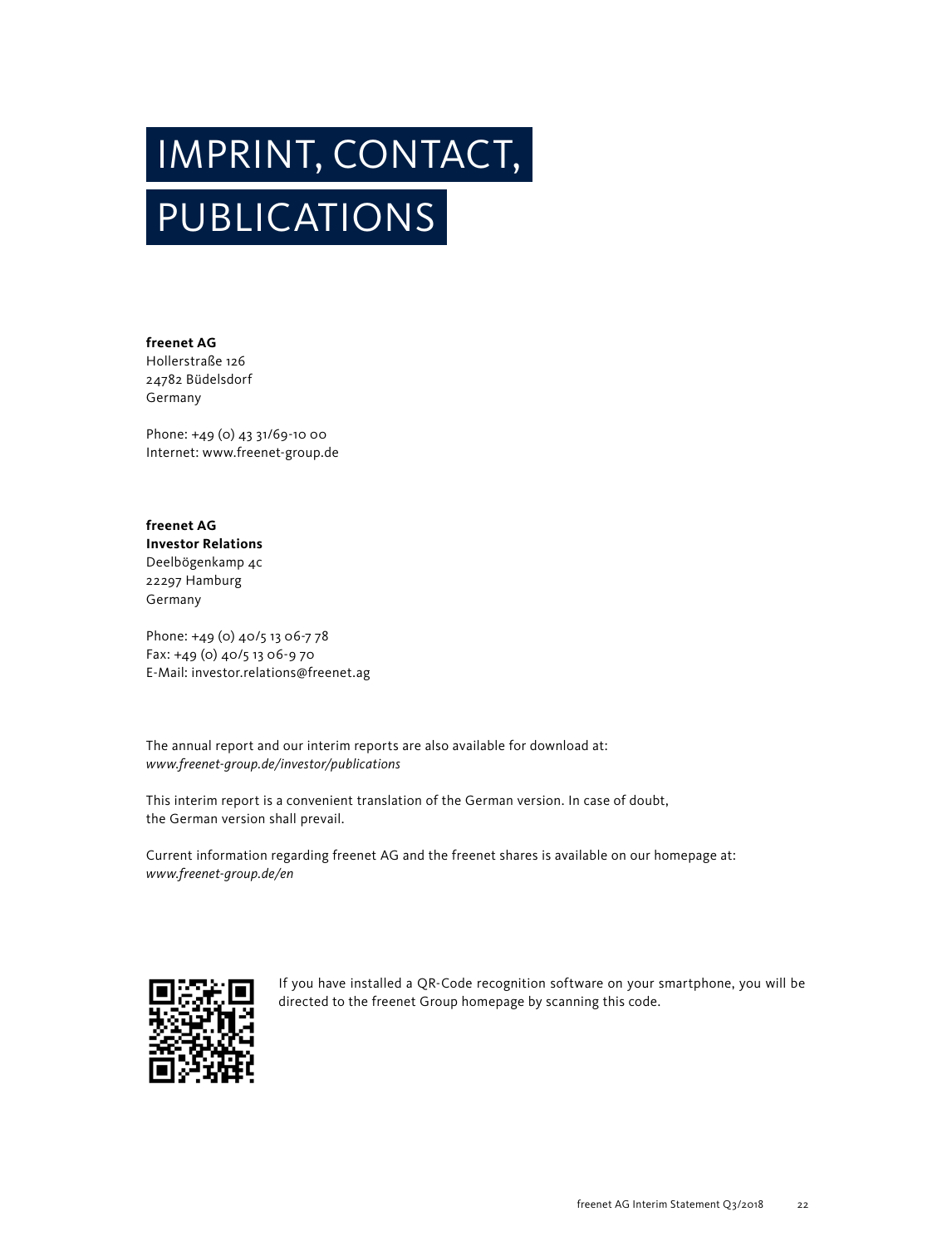# IMPRINT, CONTACT, PUBLICATIONS

**freenet AG**
Hollerstraße 126
24782 Büdelsdorf
Germany

Phone: +49 (0) 43 31/69-10 00
Internet: www.freenet-group.de

**freenet AG**
**Investor Relations**
Deelbögenkamp 4c
22297 Hamburg
Germany

Phone: +49 (0) 40/5 13 06-7 78
Fax: +49 (0) 40/5 13 06-9 70
E-Mail: investor.relations@freenet.ag

The annual report and our interim reports are also available for download at:
*www.freenet-group.de/investor/publications*

This interim report is a convenient translation of the German version. In case of doubt, the German version shall prevail.

Current information regarding freenet AG and the freenet shares is available on our homepage at:
*www.freenet-group.de/en*

If you have installed a QR-Code recognition software on your smartphone, you will be directed to the freenet Group homepage by scanning this code.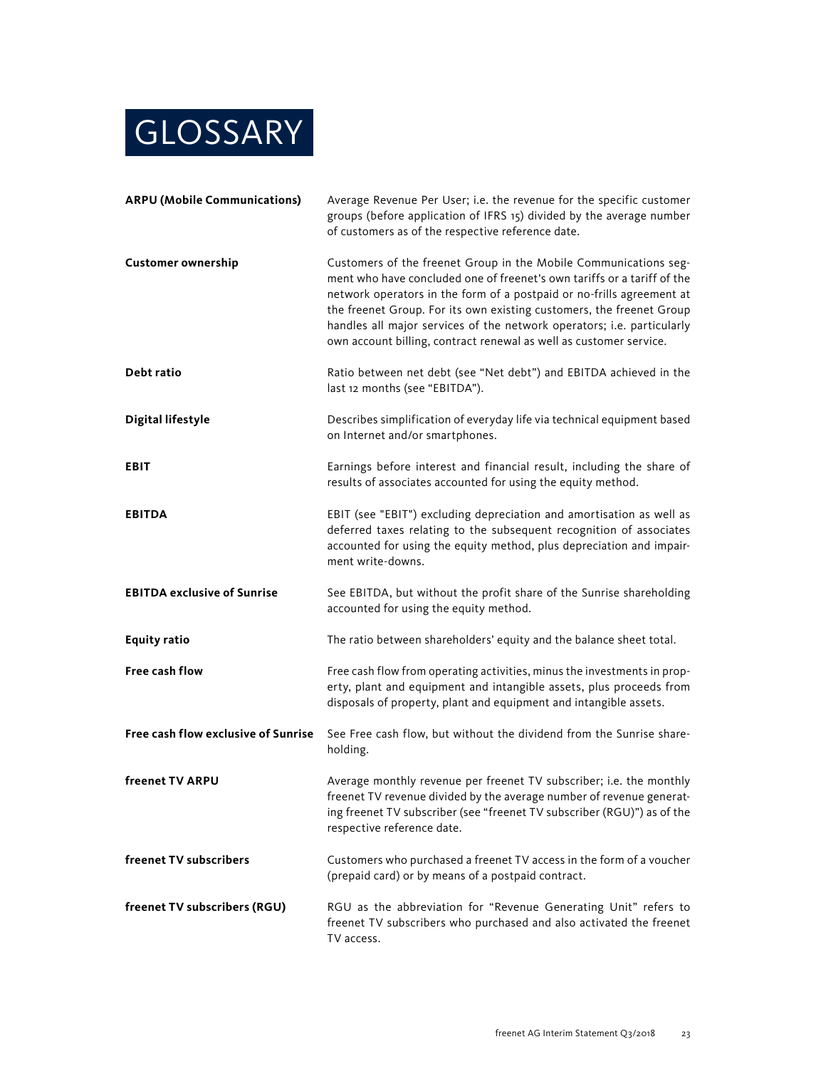# GLOSSARY

**ARPU (Mobile Communications)**
Average Revenue Per User; i.e. the revenue for the specific customer groups (before application of IFRS 15) divided by the average number of customers as of the respective reference date.

**Customer ownership**
Customers of the freenet Group in the Mobile Communications segment who have concluded one of freenet's own tariffs or a tariff of the network operators in the form of a postpaid or no-frills agreement at the freenet Group. For its own existing customers, the freenet Group handles all major services of the network operators; i.e. particularly own account billing, contract renewal as well as customer service.

**Debt ratio**
Ratio between net debt (see "Net debt") and EBITDA achieved in the last 12 months (see "EBITDA").

**Digital lifestyle**
Describes simplification of everyday life via technical equipment based on Internet and/or smartphones.

**EBIT**
Earnings before interest and financial result, including the share of results of associates accounted for using the equity method.

**EBITDA**
EBIT (see "EBIT") excluding depreciation and amortisation as well as deferred taxes relating to the subsequent recognition of associates accounted for using the equity method, plus depreciation and impairment write-downs.

**EBITDA exclusive of Sunrise**
See EBITDA, but without the profit share of the Sunrise shareholding accounted for using the equity method.

**Equity ratio**
The ratio between shareholders' equity and the balance sheet total.

**Free cash flow**
Free cash flow from operating activities, minus the investments in property, plant and equipment and intangible assets, plus proceeds from disposals of property, plant and equipment and intangible assets.

**Free cash flow exclusive of Sunrise**
See Free cash flow, but without the dividend from the Sunrise shareholding.

**freenet TV ARPU**
Average monthly revenue per freenet TV subscriber; i.e. the monthly freenet TV revenue divided by the average number of revenue generating freenet TV subscriber (see "freenet TV subscriber (RGU)") as of the respective reference date.

**freenet TV subscribers**
Customers who purchased a freenet TV access in the form of a voucher (prepaid card) or by means of a postpaid contract.

**freenet TV subscribers (RGU)**
RGU as the abbreviation for "Revenue Generating Unit" refers to freenet TV subscribers who purchased and also activated the freenet TV access.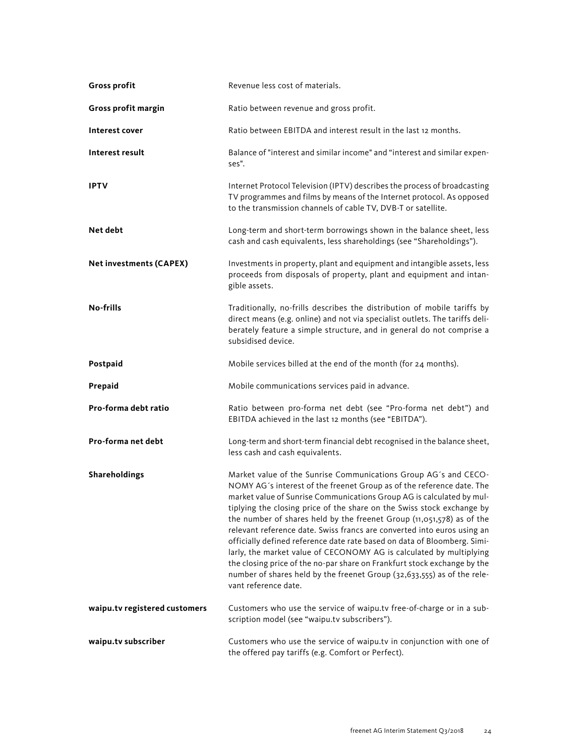| | |
|---|---|
| **Gross profit** | Revenue less cost of materials. |
| **Gross profit margin** | Ratio between revenue and gross profit. |
| **Interest cover** | Ratio between EBITDA and interest result in the last 12 months. |
| **Interest result** | Balance of "interest and similar income" and "interest and similar expenses". |
| **IPTV** | Internet Protocol Television (IPTV) describes the process of broadcasting TV programmes and films by means of the Internet protocol. As opposed to the transmission channels of cable TV, DVB-T or satellite. |
| **Net debt** | Long-term and short-term borrowings shown in the balance sheet, less cash and cash equivalents, less shareholdings (see "Shareholdings"). |
| **Net investments (CAPEX)** | Investments in property, plant and equipment and intangible assets, less proceeds from disposals of property, plant and equipment and intangible assets. |
| **No-frills** | Traditionally, no-frills describes the distribution of mobile tariffs by direct means (e.g. online) and not via specialist outlets. The tariffs deliberately feature a simple structure, and in general do not comprise a subsidised device. |
| **Postpaid** | Mobile services billed at the end of the month (for 24 months). |
| **Prepaid** | Mobile communications services paid in advance. |
| **Pro-forma debt ratio** | Ratio between pro-forma net debt (see "Pro-forma net debt") and EBITDA achieved in the last 12 months (see "EBITDA"). |
| **Pro-forma net debt** | Long-term and short-term financial debt recognised in the balance sheet, less cash and cash equivalents. |
| **Shareholdings** | Market value of the Sunrise Communications Group AG´s and CECONOMY AG´s interest of the freenet Group as of the reference date. The market value of Sunrise Communications Group AG is calculated by multiplying the closing price of the share on the Swiss stock exchange by the number of shares held by the freenet Group (11,051,578) as of the relevant reference date. Swiss francs are converted into euros using an officially defined reference date rate based on data of Bloomberg. Similarly, the market value of CECONOMY AG is calculated by multiplying the closing price of the no-par share on Frankfurt stock exchange by the number of shares held by the freenet Group (32,633,555) as of the relevant reference date. |
| **waipu.tv registered customers** | Customers who use the service of waipu.tv free-of-charge or in a subscription model (see "waipu.tv subscribers"). |
| **waipu.tv subscriber** | Customers who use the service of waipu.tv in conjunction with one of the offered pay tariffs (e.g. Comfort or Perfect). |